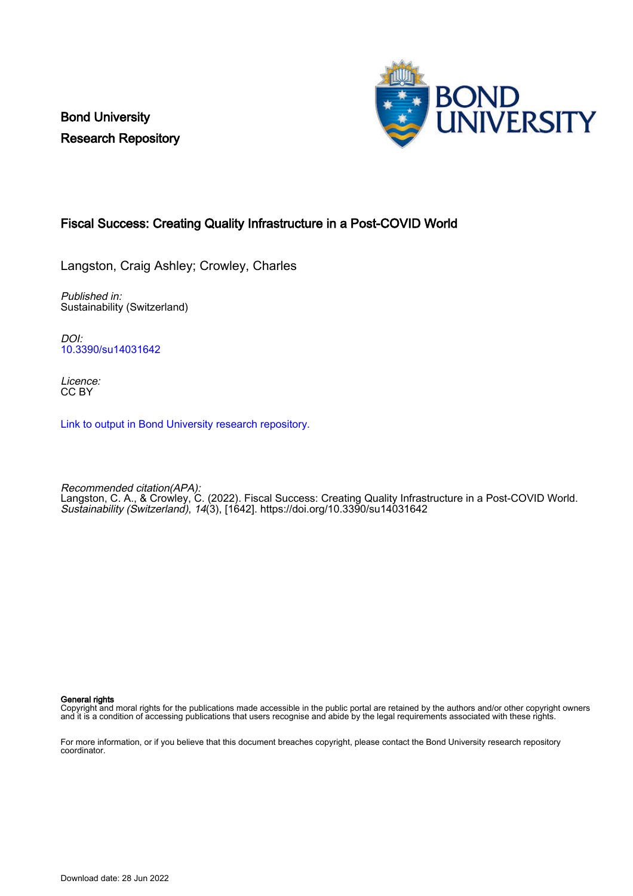Bond University
Research Repository

# Fiscal Success: Creating Quality Infrastructure in a Post-COVID World

Langston, Craig Ashley; Crowley, Charles

*Published in:*
Sustainability (Switzerland)

*DOI:*
10.3390/su14031642

*Licence:*
CC BY

Link to output in Bond University research repository.

*Recommended citation(APA):*
Langston, C. A., & Crowley, C. (2022). Fiscal Success: Creating Quality Infrastructure in a Post-COVID World. *Sustainability (Switzerland)*, *14*(3), [1642]. https://doi.org/10.3390/su14031642

**General rights**
Copyright and moral rights for the publications made accessible in the public portal are retained by the authors and/or other copyright owners and it is a condition of accessing publications that users recognise and abide by the legal requirements associated with these rights.

For more information, or if you believe that this document breaches copyright, please contact the Bond University research repository coordinator.

Download date: 28 Jun 2022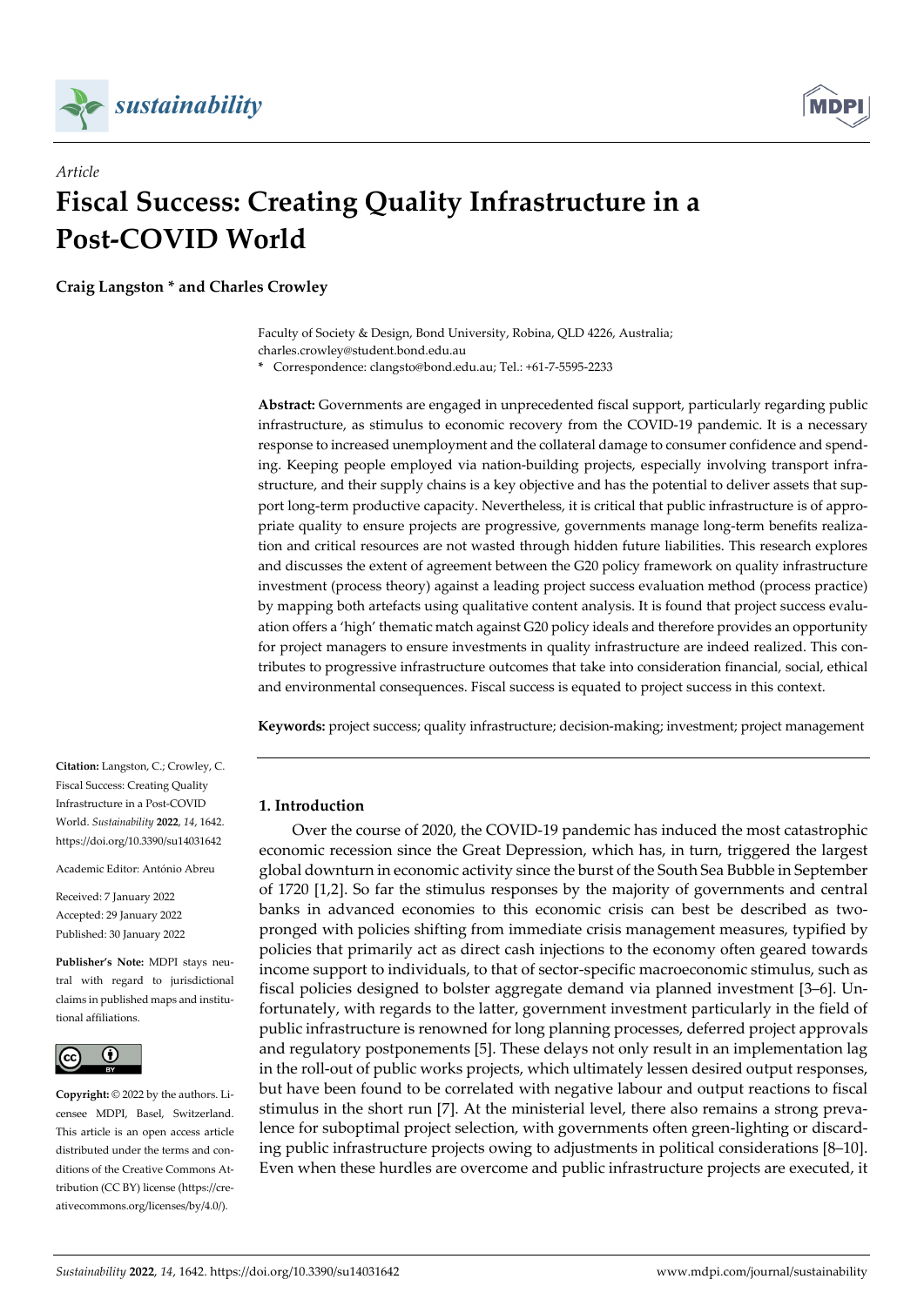# Article

# Fiscal Success: Creating Quality Infrastructure in a Post-COVID World

**Craig Langston * and Charles Crowley**

Faculty of Society & Design, Bond University, Robina, QLD 4226, Australia; charles.crowley@student.bond.edu.au

* Correspondence: clangsto@bond.edu.au; Tel.: +61-7-5595-2233

**Abstract:** Governments are engaged in unprecedented fiscal support, particularly regarding public infrastructure, as stimulus to economic recovery from the COVID-19 pandemic. It is a necessary response to increased unemployment and the collateral damage to consumer confidence and spending. Keeping people employed via nation-building projects, especially involving transport infrastructure, and their supply chains is a key objective and has the potential to deliver assets that support long-term productive capacity. Nevertheless, it is critical that public infrastructure is of appropriate quality to ensure projects are progressive, governments manage long-term benefits realization and critical resources are not wasted through hidden future liabilities. This research explores and discusses the extent of agreement between the G20 policy framework on quality infrastructure investment (process theory) against a leading project success evaluation method (process practice) by mapping both artefacts using qualitative content analysis. It is found that project success evaluation offers a 'high' thematic match against G20 policy ideals and therefore provides an opportunity for project managers to ensure investments in quality infrastructure are indeed realized. This contributes to progressive infrastructure outcomes that take into consideration financial, social, ethical and environmental consequences. Fiscal success is equated to project success in this context.

**Keywords:** project success; quality infrastructure; decision-making; investment; project management

**Citation:** Langston, C.; Crowley, C. Fiscal Success: Creating Quality Infrastructure in a Post-COVID World. *Sustainability* **2022**, *14*, 1642. https://doi.org/10.3390/su14031642

Academic Editor: António Abreu

Received: 7 January 2022
Accepted: 29 January 2022
Published: 30 January 2022

**Publisher's Note:** MDPI stays neutral with regard to jurisdictional claims in published maps and institutional affiliations.

**Copyright:** © 2022 by the authors. Licensee MDPI, Basel, Switzerland. This article is an open access article distributed under the terms and conditions of the Creative Commons Attribution (CC BY) license (https://creativecommons.org/licenses/by/4.0/).

## 1. Introduction

Over the course of 2020, the COVID-19 pandemic has induced the most catastrophic economic recession since the Great Depression, which has, in turn, triggered the largest global downturn in economic activity since the burst of the South Sea Bubble in September of 1720 [1,2]. So far the stimulus responses by the majority of governments and central banks in advanced economies to this economic crisis can best be described as two-pronged with policies shifting from immediate crisis management measures, typified by policies that primarily act as direct cash injections to the economy often geared towards income support to individuals, to that of sector-specific macroeconomic stimulus, such as fiscal policies designed to bolster aggregate demand via planned investment [3–6]. Unfortunately, with regards to the latter, government investment particularly in the field of public infrastructure is renowned for long planning processes, deferred project approvals and regulatory postponements [5]. These delays not only result in an implementation lag in the roll-out of public works projects, which ultimately lessen desired output responses, but have been found to be correlated with negative labour and output reactions to fiscal stimulus in the short run [7]. At the ministerial level, there also remains a strong prevalence for suboptimal project selection, with governments often green-lighting or discarding public infrastructure projects owing to adjustments in political considerations [8–10]. Even when these hurdles are overcome and public infrastructure projects are executed, it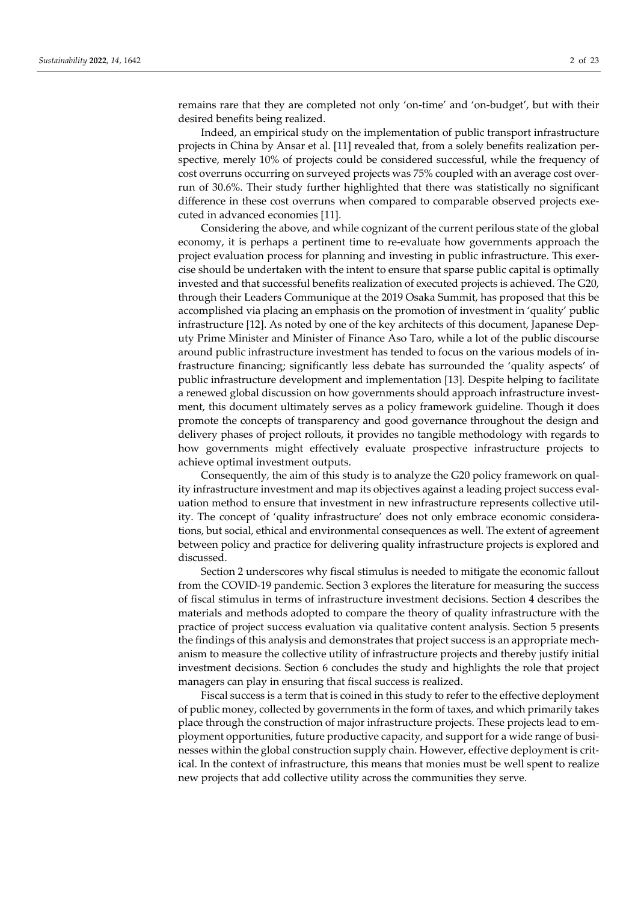remains rare that they are completed not only 'on-time' and 'on-budget', but with their desired benefits being realized.

Indeed, an empirical study on the implementation of public transport infrastructure projects in China by Ansar et al. [11] revealed that, from a solely benefits realization perspective, merely 10% of projects could be considered successful, while the frequency of cost overruns occurring on surveyed projects was 75% coupled with an average cost overrun of 30.6%. Their study further highlighted that there was statistically no significant difference in these cost overruns when compared to comparable observed projects executed in advanced economies [11].

Considering the above, and while cognizant of the current perilous state of the global economy, it is perhaps a pertinent time to re-evaluate how governments approach the project evaluation process for planning and investing in public infrastructure. This exercise should be undertaken with the intent to ensure that sparse public capital is optimally invested and that successful benefits realization of executed projects is achieved. The G20, through their Leaders Communique at the 2019 Osaka Summit, has proposed that this be accomplished via placing an emphasis on the promotion of investment in 'quality' public infrastructure [12]. As noted by one of the key architects of this document, Japanese Deputy Prime Minister and Minister of Finance Aso Taro, while a lot of the public discourse around public infrastructure investment has tended to focus on the various models of infrastructure financing; significantly less debate has surrounded the 'quality aspects' of public infrastructure development and implementation [13]. Despite helping to facilitate a renewed global discussion on how governments should approach infrastructure investment, this document ultimately serves as a policy framework guideline. Though it does promote the concepts of transparency and good governance throughout the design and delivery phases of project rollouts, it provides no tangible methodology with regards to how governments might effectively evaluate prospective infrastructure projects to achieve optimal investment outputs.

Consequently, the aim of this study is to analyze the G20 policy framework on quality infrastructure investment and map its objectives against a leading project success evaluation method to ensure that investment in new infrastructure represents collective utility. The concept of 'quality infrastructure' does not only embrace economic considerations, but social, ethical and environmental consequences as well. The extent of agreement between policy and practice for delivering quality infrastructure projects is explored and discussed.

Section 2 underscores why fiscal stimulus is needed to mitigate the economic fallout from the COVID-19 pandemic. Section 3 explores the literature for measuring the success of fiscal stimulus in terms of infrastructure investment decisions. Section 4 describes the materials and methods adopted to compare the theory of quality infrastructure with the practice of project success evaluation via qualitative content analysis. Section 5 presents the findings of this analysis and demonstrates that project success is an appropriate mechanism to measure the collective utility of infrastructure projects and thereby justify initial investment decisions. Section 6 concludes the study and highlights the role that project managers can play in ensuring that fiscal success is realized.

Fiscal success is a term that is coined in this study to refer to the effective deployment of public money, collected by governments in the form of taxes, and which primarily takes place through the construction of major infrastructure projects. These projects lead to employment opportunities, future productive capacity, and support for a wide range of businesses within the global construction supply chain. However, effective deployment is critical. In the context of infrastructure, this means that monies must be well spent to realize new projects that add collective utility across the communities they serve.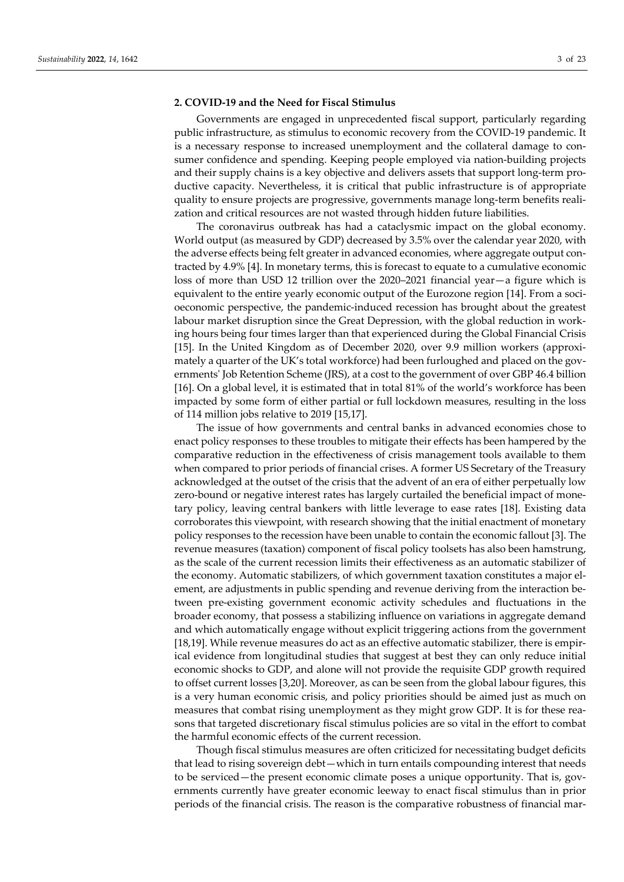## 2. COVID-19 and the Need for Fiscal Stimulus

Governments are engaged in unprecedented fiscal support, particularly regarding public infrastructure, as stimulus to economic recovery from the COVID-19 pandemic. It is a necessary response to increased unemployment and the collateral damage to consumer confidence and spending. Keeping people employed via nation-building projects and their supply chains is a key objective and delivers assets that support long-term productive capacity. Nevertheless, it is critical that public infrastructure is of appropriate quality to ensure projects are progressive, governments manage long-term benefits realization and critical resources are not wasted through hidden future liabilities.

The coronavirus outbreak has had a cataclysmic impact on the global economy. World output (as measured by GDP) decreased by 3.5% over the calendar year 2020, with the adverse effects being felt greater in advanced economies, where aggregate output contracted by 4.9% [4]. In monetary terms, this is forecast to equate to a cumulative economic loss of more than USD 12 trillion over the 2020–2021 financial year—a figure which is equivalent to the entire yearly economic output of the Eurozone region [14]. From a socioeconomic perspective, the pandemic-induced recession has brought about the greatest labour market disruption since the Great Depression, with the global reduction in working hours being four times larger than that experienced during the Global Financial Crisis [15]. In the United Kingdom as of December 2020, over 9.9 million workers (approximately a quarter of the UK's total workforce) had been furloughed and placed on the governments' Job Retention Scheme (JRS), at a cost to the government of over GBP 46.4 billion [16]. On a global level, it is estimated that in total 81% of the world's workforce has been impacted by some form of either partial or full lockdown measures, resulting in the loss of 114 million jobs relative to 2019 [15,17].

The issue of how governments and central banks in advanced economies chose to enact policy responses to these troubles to mitigate their effects has been hampered by the comparative reduction in the effectiveness of crisis management tools available to them when compared to prior periods of financial crises. A former US Secretary of the Treasury acknowledged at the outset of the crisis that the advent of an era of either perpetually low zero-bound or negative interest rates has largely curtailed the beneficial impact of monetary policy, leaving central bankers with little leverage to ease rates [18]. Existing data corroborates this viewpoint, with research showing that the initial enactment of monetary policy responses to the recession have been unable to contain the economic fallout [3]. The revenue measures (taxation) component of fiscal policy toolsets has also been hamstrung, as the scale of the current recession limits their effectiveness as an automatic stabilizer of the economy. Automatic stabilizers, of which government taxation constitutes a major element, are adjustments in public spending and revenue deriving from the interaction between pre-existing government economic activity schedules and fluctuations in the broader economy, that possess a stabilizing influence on variations in aggregate demand and which automatically engage without explicit triggering actions from the government [18,19]. While revenue measures do act as an effective automatic stabilizer, there is empirical evidence from longitudinal studies that suggest at best they can only reduce initial economic shocks to GDP, and alone will not provide the requisite GDP growth required to offset current losses [3,20]. Moreover, as can be seen from the global labour figures, this is a very human economic crisis, and policy priorities should be aimed just as much on measures that combat rising unemployment as they might grow GDP. It is for these reasons that targeted discretionary fiscal stimulus policies are so vital in the effort to combat the harmful economic effects of the current recession.

Though fiscal stimulus measures are often criticized for necessitating budget deficits that lead to rising sovereign debt—which in turn entails compounding interest that needs to be serviced—the present economic climate poses a unique opportunity. That is, governments currently have greater economic leeway to enact fiscal stimulus than in prior periods of the financial crisis. The reason is the comparative robustness of financial mar-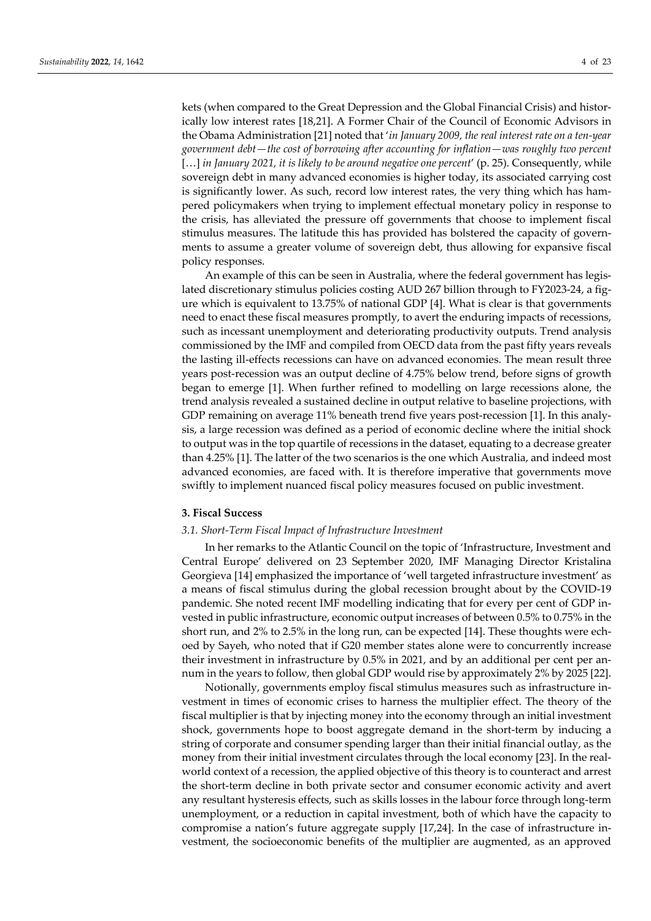kets (when compared to the Great Depression and the Global Financial Crisis) and historically low interest rates [18,21]. A Former Chair of the Council of Economic Advisors in the Obama Administration [21] noted that '*in January 2009, the real interest rate on a ten-year government debt—the cost of borrowing after accounting for inflation—was roughly two percent* […] *in January 2021, it is likely to be around negative one percent*' (p. 25). Consequently, while sovereign debt in many advanced economies is higher today, its associated carrying cost is significantly lower. As such, record low interest rates, the very thing which has hampered policymakers when trying to implement effectual monetary policy in response to the crisis, has alleviated the pressure off governments that choose to implement fiscal stimulus measures. The latitude this has provided has bolstered the capacity of governments to assume a greater volume of sovereign debt, thus allowing for expansive fiscal policy responses.

An example of this can be seen in Australia, where the federal government has legislated discretionary stimulus policies costing AUD 267 billion through to FY2023-24, a figure which is equivalent to 13.75% of national GDP [4]. What is clear is that governments need to enact these fiscal measures promptly, to avert the enduring impacts of recessions, such as incessant unemployment and deteriorating productivity outputs. Trend analysis commissioned by the IMF and compiled from OECD data from the past fifty years reveals the lasting ill-effects recessions can have on advanced economies. The mean result three years post-recession was an output decline of 4.75% below trend, before signs of growth began to emerge [1]. When further refined to modelling on large recessions alone, the trend analysis revealed a sustained decline in output relative to baseline projections, with GDP remaining on average 11% beneath trend five years post-recession [1]. In this analysis, a large recession was defined as a period of economic decline where the initial shock to output was in the top quartile of recessions in the dataset, equating to a decrease greater than 4.25% [1]. The latter of the two scenarios is the one which Australia, and indeed most advanced economies, are faced with. It is therefore imperative that governments move swiftly to implement nuanced fiscal policy measures focused on public investment.

## 3. Fiscal Success

### 3.1. Short-Term Fiscal Impact of Infrastructure Investment

In her remarks to the Atlantic Council on the topic of 'Infrastructure, Investment and Central Europe' delivered on 23 September 2020, IMF Managing Director Kristalina Georgieva [14] emphasized the importance of 'well targeted infrastructure investment' as a means of fiscal stimulus during the global recession brought about by the COVID-19 pandemic. She noted recent IMF modelling indicating that for every per cent of GDP invested in public infrastructure, economic output increases of between 0.5% to 0.75% in the short run, and 2% to 2.5% in the long run, can be expected [14]. These thoughts were echoed by Sayeh, who noted that if G20 member states alone were to concurrently increase their investment in infrastructure by 0.5% in 2021, and by an additional per cent per annum in the years to follow, then global GDP would rise by approximately 2% by 2025 [22].

Notionally, governments employ fiscal stimulus measures such as infrastructure investment in times of economic crises to harness the multiplier effect. The theory of the fiscal multiplier is that by injecting money into the economy through an initial investment shock, governments hope to boost aggregate demand in the short-term by inducing a string of corporate and consumer spending larger than their initial financial outlay, as the money from their initial investment circulates through the local economy [23]. In the real-world context of a recession, the applied objective of this theory is to counteract and arrest the short-term decline in both private sector and consumer economic activity and avert any resultant hysteresis effects, such as skills losses in the labour force through long-term unemployment, or a reduction in capital investment, both of which have the capacity to compromise a nation's future aggregate supply [17,24]. In the case of infrastructure investment, the socioeconomic benefits of the multiplier are augmented, as an approved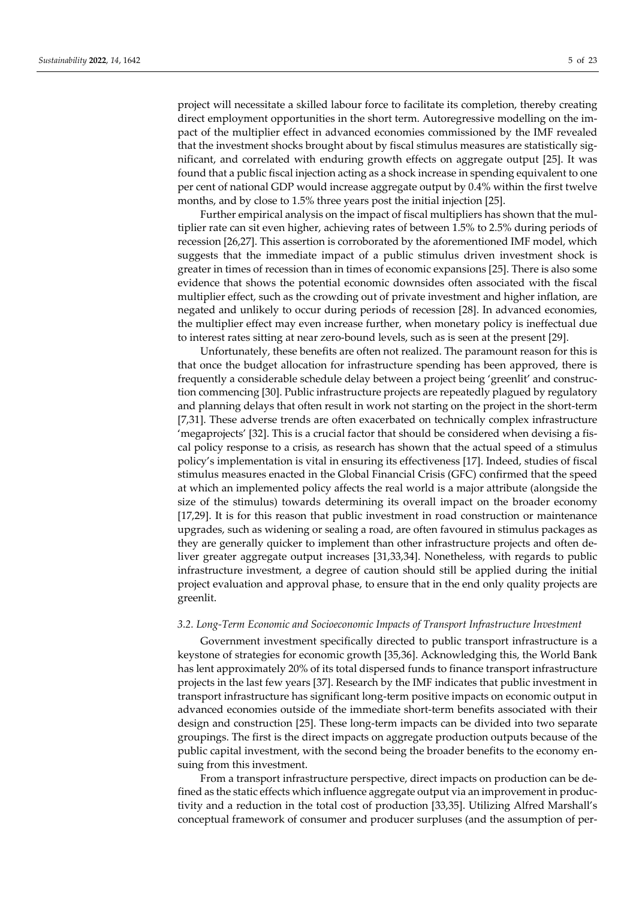project will necessitate a skilled labour force to facilitate its completion, thereby creating direct employment opportunities in the short term. Autoregressive modelling on the impact of the multiplier effect in advanced economies commissioned by the IMF revealed that the investment shocks brought about by fiscal stimulus measures are statistically significant, and correlated with enduring growth effects on aggregate output [25]. It was found that a public fiscal injection acting as a shock increase in spending equivalent to one per cent of national GDP would increase aggregate output by 0.4% within the first twelve months, and by close to 1.5% three years post the initial injection [25].

Further empirical analysis on the impact of fiscal multipliers has shown that the multiplier rate can sit even higher, achieving rates of between 1.5% to 2.5% during periods of recession [26,27]. This assertion is corroborated by the aforementioned IMF model, which suggests that the immediate impact of a public stimulus driven investment shock is greater in times of recession than in times of economic expansions [25]. There is also some evidence that shows the potential economic downsides often associated with the fiscal multiplier effect, such as the crowding out of private investment and higher inflation, are negated and unlikely to occur during periods of recession [28]. In advanced economies, the multiplier effect may even increase further, when monetary policy is ineffectual due to interest rates sitting at near zero-bound levels, such as is seen at the present [29].

Unfortunately, these benefits are often not realized. The paramount reason for this is that once the budget allocation for infrastructure spending has been approved, there is frequently a considerable schedule delay between a project being 'greenlit' and construction commencing [30]. Public infrastructure projects are repeatedly plagued by regulatory and planning delays that often result in work not starting on the project in the short-term [7,31]. These adverse trends are often exacerbated on technically complex infrastructure 'megaprojects' [32]. This is a crucial factor that should be considered when devising a fiscal policy response to a crisis, as research has shown that the actual speed of a stimulus policy's implementation is vital in ensuring its effectiveness [17]. Indeed, studies of fiscal stimulus measures enacted in the Global Financial Crisis (GFC) confirmed that the speed at which an implemented policy affects the real world is a major attribute (alongside the size of the stimulus) towards determining its overall impact on the broader economy [17,29]. It is for this reason that public investment in road construction or maintenance upgrades, such as widening or sealing a road, are often favoured in stimulus packages as they are generally quicker to implement than other infrastructure projects and often deliver greater aggregate output increases [31,33,34]. Nonetheless, with regards to public infrastructure investment, a degree of caution should still be applied during the initial project evaluation and approval phase, to ensure that in the end only quality projects are greenlit.

### *3.2. Long-Term Economic and Socioeconomic Impacts of Transport Infrastructure Investment*

Government investment specifically directed to public transport infrastructure is a keystone of strategies for economic growth [35,36]. Acknowledging this, the World Bank has lent approximately 20% of its total dispersed funds to finance transport infrastructure projects in the last few years [37]. Research by the IMF indicates that public investment in transport infrastructure has significant long-term positive impacts on economic output in advanced economies outside of the immediate short-term benefits associated with their design and construction [25]. These long-term impacts can be divided into two separate groupings. The first is the direct impacts on aggregate production outputs because of the public capital investment, with the second being the broader benefits to the economy ensuing from this investment.

From a transport infrastructure perspective, direct impacts on production can be defined as the static effects which influence aggregate output via an improvement in productivity and a reduction in the total cost of production [33,35]. Utilizing Alfred Marshall's conceptual framework of consumer and producer surpluses (and the assumption of per-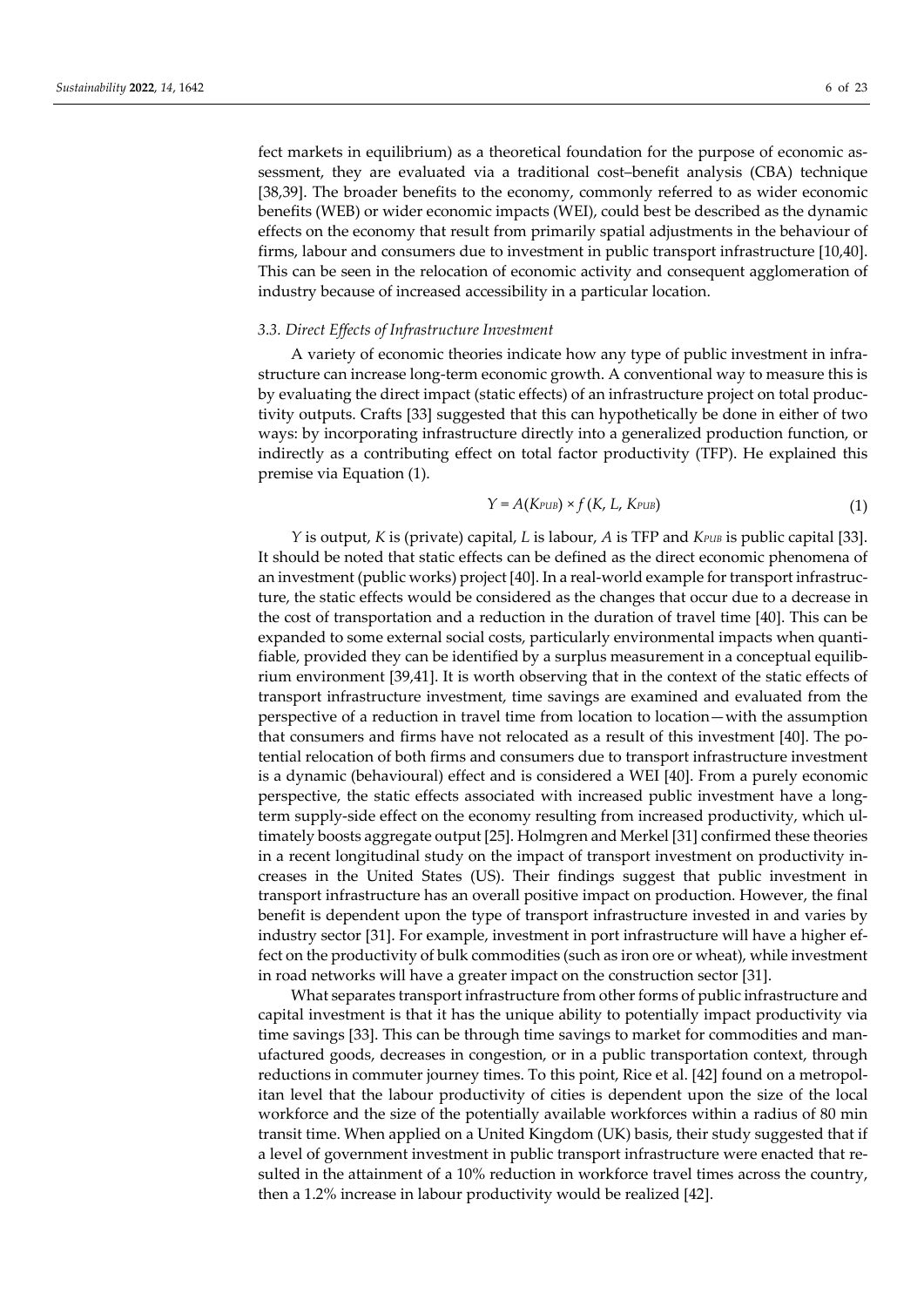fect markets in equilibrium) as a theoretical foundation for the purpose of economic assessment, they are evaluated via a traditional cost–benefit analysis (CBA) technique [38,39]. The broader benefits to the economy, commonly referred to as wider economic benefits (WEB) or wider economic impacts (WEI), could best be described as the dynamic effects on the economy that result from primarily spatial adjustments in the behaviour of firms, labour and consumers due to investment in public transport infrastructure [10,40]. This can be seen in the relocation of economic activity and consequent agglomeration of industry because of increased accessibility in a particular location.

### 3.3. Direct Effects of Infrastructure Investment

A variety of economic theories indicate how any type of public investment in infrastructure can increase long-term economic growth. A conventional way to measure this is by evaluating the direct impact (static effects) of an infrastructure project on total productivity outputs. Crafts [33] suggested that this can hypothetically be done in either of two ways: by incorporating infrastructure directly into a generalized production function, or indirectly as a contributing effect on total factor productivity (TFP). He explained this premise via Equation (1).

$$Y = A(K_{PUB}) \times f(K, L, K_{PUB}) \tag{1}$$

$Y$ is output, $K$ is (private) capital, $L$ is labour, $A$ is TFP and $K_{PUB}$ is public capital [33]. It should be noted that static effects can be defined as the direct economic phenomena of an investment (public works) project [40]. In a real-world example for transport infrastructure, the static effects would be considered as the changes that occur due to a decrease in the cost of transportation and a reduction in the duration of travel time [40]. This can be expanded to some external social costs, particularly environmental impacts when quantifiable, provided they can be identified by a surplus measurement in a conceptual equilibrium environment [39,41]. It is worth observing that in the context of the static effects of transport infrastructure investment, time savings are examined and evaluated from the perspective of a reduction in travel time from location to location—with the assumption that consumers and firms have not relocated as a result of this investment [40]. The potential relocation of both firms and consumers due to transport infrastructure investment is a dynamic (behavioural) effect and is considered a WEI [40]. From a purely economic perspective, the static effects associated with increased public investment have a long-term supply-side effect on the economy resulting from increased productivity, which ultimately boosts aggregate output [25]. Holmgren and Merkel [31] confirmed these theories in a recent longitudinal study on the impact of transport investment on productivity increases in the United States (US). Their findings suggest that public investment in transport infrastructure has an overall positive impact on production. However, the final benefit is dependent upon the type of transport infrastructure invested in and varies by industry sector [31]. For example, investment in port infrastructure will have a higher effect on the productivity of bulk commodities (such as iron ore or wheat), while investment in road networks will have a greater impact on the construction sector [31].

What separates transport infrastructure from other forms of public infrastructure and capital investment is that it has the unique ability to potentially impact productivity via time savings [33]. This can be through time savings to market for commodities and manufactured goods, decreases in congestion, or in a public transportation context, through reductions in commuter journey times. To this point, Rice et al. [42] found on a metropolitan level that the labour productivity of cities is dependent upon the size of the local workforce and the size of the potentially available workforces within a radius of 80 min transit time. When applied on a United Kingdom (UK) basis, their study suggested that if a level of government investment in public transport infrastructure were enacted that resulted in the attainment of a 10% reduction in workforce travel times across the country, then a 1.2% increase in labour productivity would be realized [42].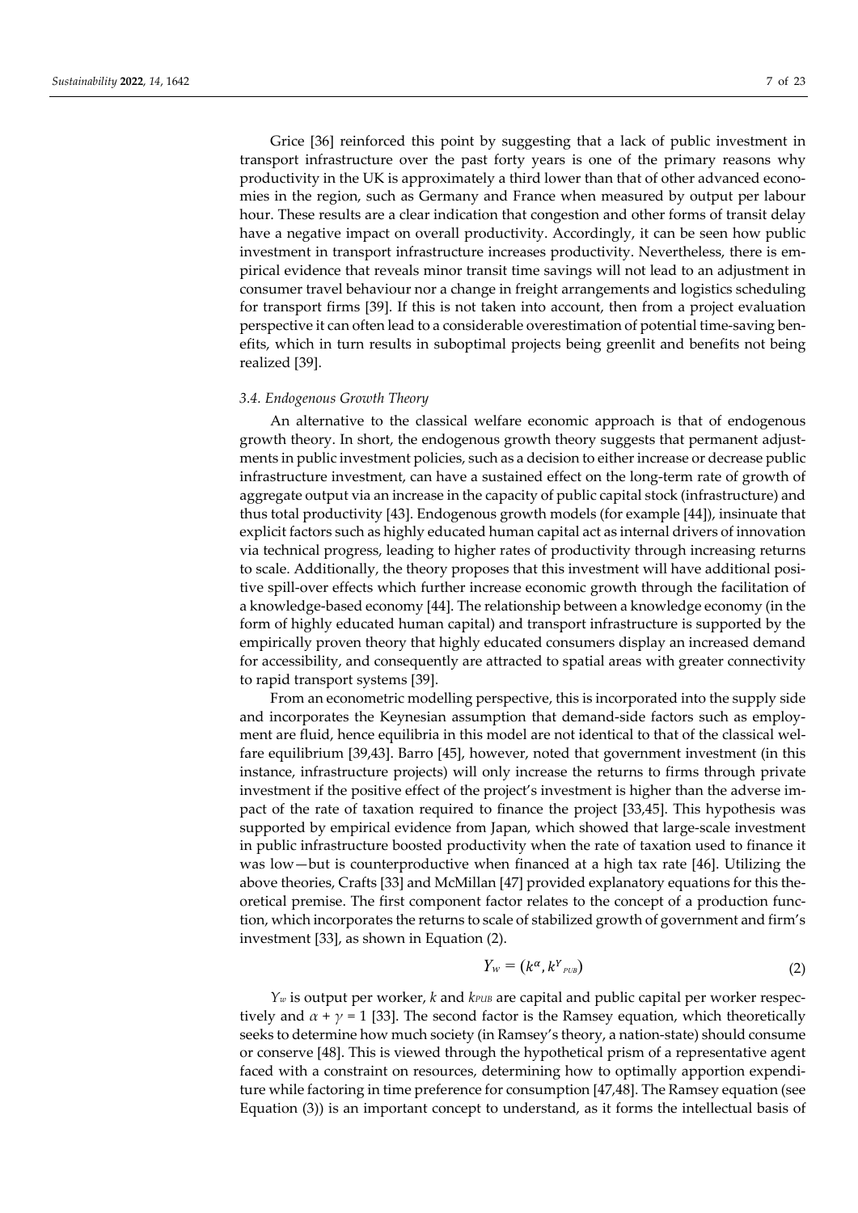Grice [36] reinforced this point by suggesting that a lack of public investment in transport infrastructure over the past forty years is one of the primary reasons why productivity in the UK is approximately a third lower than that of other advanced economies in the region, such as Germany and France when measured by output per labour hour. These results are a clear indication that congestion and other forms of transit delay have a negative impact on overall productivity. Accordingly, it can be seen how public investment in transport infrastructure increases productivity. Nevertheless, there is empirical evidence that reveals minor transit time savings will not lead to an adjustment in consumer travel behaviour nor a change in freight arrangements and logistics scheduling for transport firms [39]. If this is not taken into account, then from a project evaluation perspective it can often lead to a considerable overestimation of potential time-saving benefits, which in turn results in suboptimal projects being greenlit and benefits not being realized [39].

### 3.4. Endogenous Growth Theory

An alternative to the classical welfare economic approach is that of endogenous growth theory. In short, the endogenous growth theory suggests that permanent adjustments in public investment policies, such as a decision to either increase or decrease public infrastructure investment, can have a sustained effect on the long-term rate of growth of aggregate output via an increase in the capacity of public capital stock (infrastructure) and thus total productivity [43]. Endogenous growth models (for example [44]), insinuate that explicit factors such as highly educated human capital act as internal drivers of innovation via technical progress, leading to higher rates of productivity through increasing returns to scale. Additionally, the theory proposes that this investment will have additional positive spill-over effects which further increase economic growth through the facilitation of a knowledge-based economy [44]. The relationship between a knowledge economy (in the form of highly educated human capital) and transport infrastructure is supported by the empirically proven theory that highly educated consumers display an increased demand for accessibility, and consequently are attracted to spatial areas with greater connectivity to rapid transport systems [39].

From an econometric modelling perspective, this is incorporated into the supply side and incorporates the Keynesian assumption that demand-side factors such as employment are fluid, hence equilibria in this model are not identical to that of the classical welfare equilibrium [39,43]. Barro [45], however, noted that government investment (in this instance, infrastructure projects) will only increase the returns to firms through private investment if the positive effect of the project's investment is higher than the adverse impact of the rate of taxation required to finance the project [33,45]. This hypothesis was supported by empirical evidence from Japan, which showed that large-scale investment in public infrastructure boosted productivity when the rate of taxation used to finance it was low—but is counterproductive when financed at a high tax rate [46]. Utilizing the above theories, Crafts [33] and McMillan [47] provided explanatory equations for this theoretical premise. The first component factor relates to the concept of a production function, which incorporates the returns to scale of stabilized growth of government and firm's investment [33], as shown in Equation (2).

$$Y_w = (k^{\alpha}, k^{Y}{}_{PUB}) \tag{2}$$

$Y_w$ is output per worker, $k$ and $k_{PUB}$ are capital and public capital per worker respectively and $\alpha + \gamma = 1$ [33]. The second factor is the Ramsey equation, which theoretically seeks to determine how much society (in Ramsey's theory, a nation-state) should consume or conserve [48]. This is viewed through the hypothetical prism of a representative agent faced with a constraint on resources, determining how to optimally apportion expenditure while factoring in time preference for consumption [47,48]. The Ramsey equation (see Equation (3)) is an important concept to understand, as it forms the intellectual basis of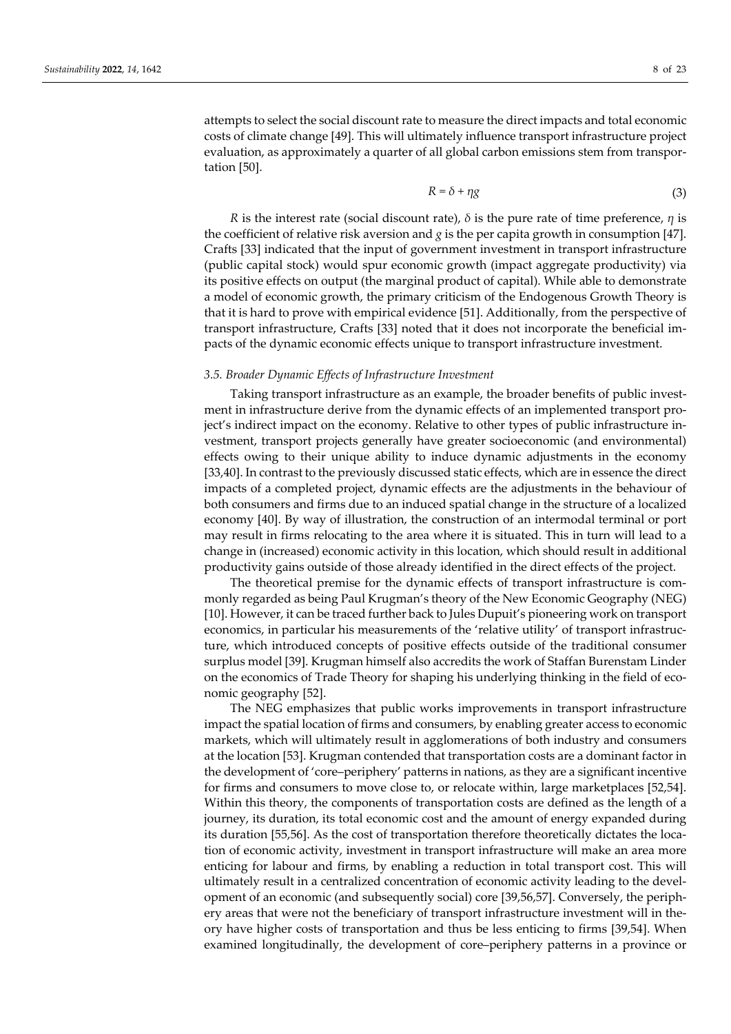attempts to select the social discount rate to measure the direct impacts and total economic costs of climate change [49]. This will ultimately influence transport infrastructure project evaluation, as approximately a quarter of all global carbon emissions stem from transportation [50].

$$R = \delta + \eta g \tag{3}$$

$R$ is the interest rate (social discount rate), $\delta$ is the pure rate of time preference, $\eta$ is the coefficient of relative risk aversion and $g$ is the per capita growth in consumption [47]. Crafts [33] indicated that the input of government investment in transport infrastructure (public capital stock) would spur economic growth (impact aggregate productivity) via its positive effects on output (the marginal product of capital). While able to demonstrate a model of economic growth, the primary criticism of the Endogenous Growth Theory is that it is hard to prove with empirical evidence [51]. Additionally, from the perspective of transport infrastructure, Crafts [33] noted that it does not incorporate the beneficial impacts of the dynamic economic effects unique to transport infrastructure investment.

### *3.5. Broader Dynamic Effects of Infrastructure Investment*

Taking transport infrastructure as an example, the broader benefits of public investment in infrastructure derive from the dynamic effects of an implemented transport project's indirect impact on the economy. Relative to other types of public infrastructure investment, transport projects generally have greater socioeconomic (and environmental) effects owing to their unique ability to induce dynamic adjustments in the economy [33,40]. In contrast to the previously discussed static effects, which are in essence the direct impacts of a completed project, dynamic effects are the adjustments in the behaviour of both consumers and firms due to an induced spatial change in the structure of a localized economy [40]. By way of illustration, the construction of an intermodal terminal or port may result in firms relocating to the area where it is situated. This in turn will lead to a change in (increased) economic activity in this location, which should result in additional productivity gains outside of those already identified in the direct effects of the project.

The theoretical premise for the dynamic effects of transport infrastructure is commonly regarded as being Paul Krugman's theory of the New Economic Geography (NEG) [10]. However, it can be traced further back to Jules Dupuit's pioneering work on transport economics, in particular his measurements of the 'relative utility' of transport infrastructure, which introduced concepts of positive effects outside of the traditional consumer surplus model [39]. Krugman himself also accredits the work of Staffan Burenstam Linder on the economics of Trade Theory for shaping his underlying thinking in the field of economic geography [52].

The NEG emphasizes that public works improvements in transport infrastructure impact the spatial location of firms and consumers, by enabling greater access to economic markets, which will ultimately result in agglomerations of both industry and consumers at the location [53]. Krugman contended that transportation costs are a dominant factor in the development of 'core–periphery' patterns in nations, as they are a significant incentive for firms and consumers to move close to, or relocate within, large marketplaces [52,54]. Within this theory, the components of transportation costs are defined as the length of a journey, its duration, its total economic cost and the amount of energy expanded during its duration [55,56]. As the cost of transportation therefore theoretically dictates the location of economic activity, investment in transport infrastructure will make an area more enticing for labour and firms, by enabling a reduction in total transport cost. This will ultimately result in a centralized concentration of economic activity leading to the development of an economic (and subsequently social) core [39,56,57]. Conversely, the periphery areas that were not the beneficiary of transport infrastructure investment will in theory have higher costs of transportation and thus be less enticing to firms [39,54]. When examined longitudinally, the development of core–periphery patterns in a province or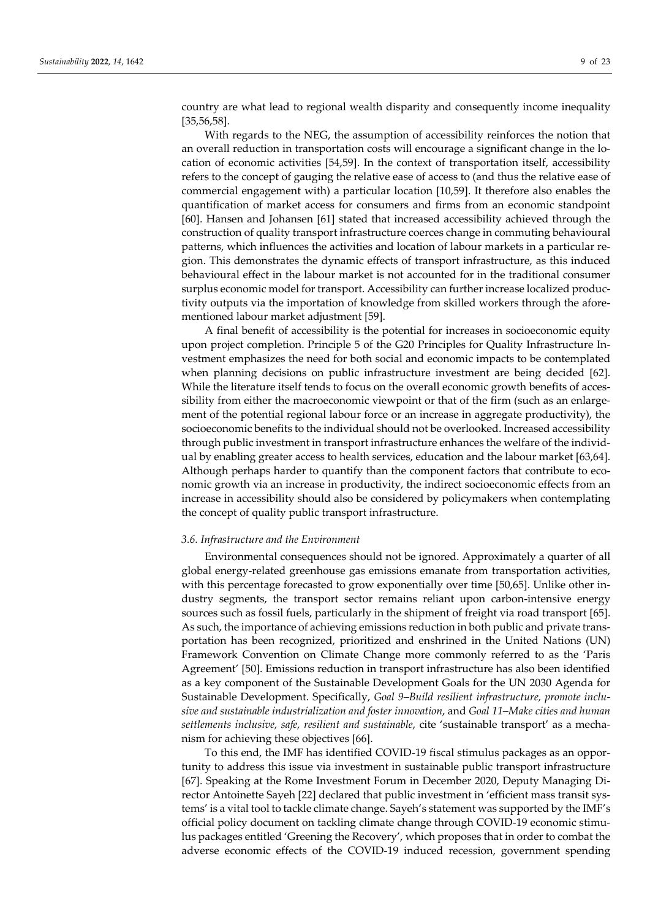country are what lead to regional wealth disparity and consequently income inequality [35,56,58].

With regards to the NEG, the assumption of accessibility reinforces the notion that an overall reduction in transportation costs will encourage a significant change in the location of economic activities [54,59]. In the context of transportation itself, accessibility refers to the concept of gauging the relative ease of access to (and thus the relative ease of commercial engagement with) a particular location [10,59]. It therefore also enables the quantification of market access for consumers and firms from an economic standpoint [60]. Hansen and Johansen [61] stated that increased accessibility achieved through the construction of quality transport infrastructure coerces change in commuting behavioural patterns, which influences the activities and location of labour markets in a particular region. This demonstrates the dynamic effects of transport infrastructure, as this induced behavioural effect in the labour market is not accounted for in the traditional consumer surplus economic model for transport. Accessibility can further increase localized productivity outputs via the importation of knowledge from skilled workers through the aforementioned labour market adjustment [59].

A final benefit of accessibility is the potential for increases in socioeconomic equity upon project completion. Principle 5 of the G20 Principles for Quality Infrastructure Investment emphasizes the need for both social and economic impacts to be contemplated when planning decisions on public infrastructure investment are being decided [62]. While the literature itself tends to focus on the overall economic growth benefits of accessibility from either the macroeconomic viewpoint or that of the firm (such as an enlargement of the potential regional labour force or an increase in aggregate productivity), the socioeconomic benefits to the individual should not be overlooked. Increased accessibility through public investment in transport infrastructure enhances the welfare of the individual by enabling greater access to health services, education and the labour market [63,64]. Although perhaps harder to quantify than the component factors that contribute to economic growth via an increase in productivity, the indirect socioeconomic effects from an increase in accessibility should also be considered by policymakers when contemplating the concept of quality public transport infrastructure.

### *3.6. Infrastructure and the Environment*

Environmental consequences should not be ignored. Approximately a quarter of all global energy-related greenhouse gas emissions emanate from transportation activities, with this percentage forecasted to grow exponentially over time [50,65]. Unlike other industry segments, the transport sector remains reliant upon carbon-intensive energy sources such as fossil fuels, particularly in the shipment of freight via road transport [65]. As such, the importance of achieving emissions reduction in both public and private transportation has been recognized, prioritized and enshrined in the United Nations (UN) Framework Convention on Climate Change more commonly referred to as the 'Paris Agreement' [50]. Emissions reduction in transport infrastructure has also been identified as a key component of the Sustainable Development Goals for the UN 2030 Agenda for Sustainable Development. Specifically, *Goal 9–Build resilient infrastructure, promote inclusive and sustainable industrialization and foster innovation*, and *Goal 11–Make cities and human settlements inclusive, safe, resilient and sustainable*, cite 'sustainable transport' as a mechanism for achieving these objectives [66].

To this end, the IMF has identified COVID-19 fiscal stimulus packages as an opportunity to address this issue via investment in sustainable public transport infrastructure [67]. Speaking at the Rome Investment Forum in December 2020, Deputy Managing Director Antoinette Sayeh [22] declared that public investment in 'efficient mass transit systems' is a vital tool to tackle climate change. Sayeh's statement was supported by the IMF's official policy document on tackling climate change through COVID-19 economic stimulus packages entitled 'Greening the Recovery', which proposes that in order to combat the adverse economic effects of the COVID-19 induced recession, government spending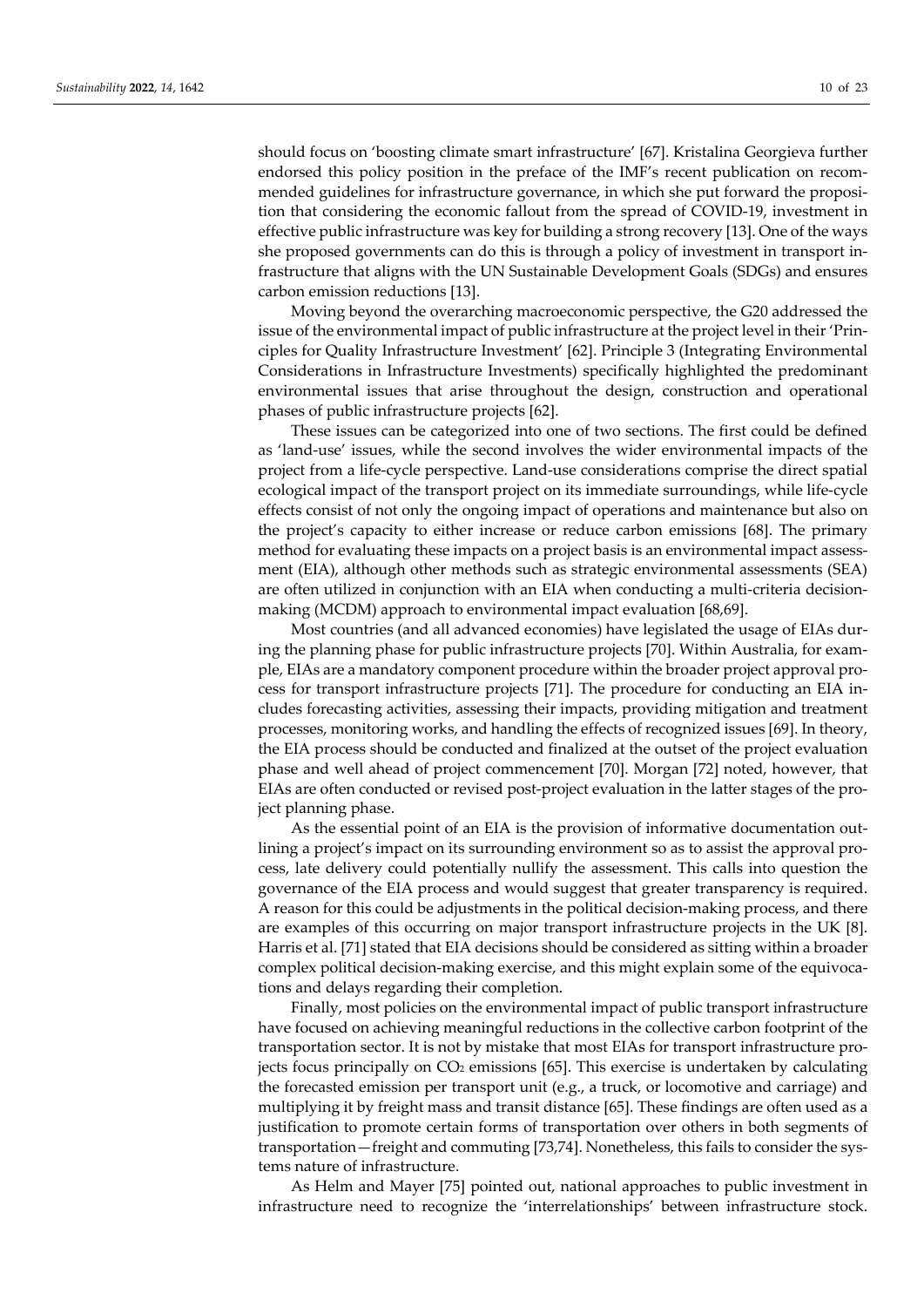should focus on 'boosting climate smart infrastructure' [67]. Kristalina Georgieva further endorsed this policy position in the preface of the IMF's recent publication on recommended guidelines for infrastructure governance, in which she put forward the proposition that considering the economic fallout from the spread of COVID-19, investment in effective public infrastructure was key for building a strong recovery [13]. One of the ways she proposed governments can do this is through a policy of investment in transport infrastructure that aligns with the UN Sustainable Development Goals (SDGs) and ensures carbon emission reductions [13].

Moving beyond the overarching macroeconomic perspective, the G20 addressed the issue of the environmental impact of public infrastructure at the project level in their 'Principles for Quality Infrastructure Investment' [62]. Principle 3 (Integrating Environmental Considerations in Infrastructure Investments) specifically highlighted the predominant environmental issues that arise throughout the design, construction and operational phases of public infrastructure projects [62].

These issues can be categorized into one of two sections. The first could be defined as 'land-use' issues, while the second involves the wider environmental impacts of the project from a life-cycle perspective. Land-use considerations comprise the direct spatial ecological impact of the transport project on its immediate surroundings, while life-cycle effects consist of not only the ongoing impact of operations and maintenance but also on the project's capacity to either increase or reduce carbon emissions [68]. The primary method for evaluating these impacts on a project basis is an environmental impact assessment (EIA), although other methods such as strategic environmental assessments (SEA) are often utilized in conjunction with an EIA when conducting a multi-criteria decision-making (MCDM) approach to environmental impact evaluation [68,69].

Most countries (and all advanced economies) have legislated the usage of EIAs during the planning phase for public infrastructure projects [70]. Within Australia, for example, EIAs are a mandatory component procedure within the broader project approval process for transport infrastructure projects [71]. The procedure for conducting an EIA includes forecasting activities, assessing their impacts, providing mitigation and treatment processes, monitoring works, and handling the effects of recognized issues [69]. In theory, the EIA process should be conducted and finalized at the outset of the project evaluation phase and well ahead of project commencement [70]. Morgan [72] noted, however, that EIAs are often conducted or revised post-project evaluation in the latter stages of the project planning phase.

As the essential point of an EIA is the provision of informative documentation outlining a project's impact on its surrounding environment so as to assist the approval process, late delivery could potentially nullify the assessment. This calls into question the governance of the EIA process and would suggest that greater transparency is required. A reason for this could be adjustments in the political decision-making process, and there are examples of this occurring on major transport infrastructure projects in the UK [8]. Harris et al. [71] stated that EIA decisions should be considered as sitting within a broader complex political decision-making exercise, and this might explain some of the equivocations and delays regarding their completion.

Finally, most policies on the environmental impact of public transport infrastructure have focused on achieving meaningful reductions in the collective carbon footprint of the transportation sector. It is not by mistake that most EIAs for transport infrastructure projects focus principally on $CO_2$ emissions [65]. This exercise is undertaken by calculating the forecasted emission per transport unit (e.g., a truck, or locomotive and carriage) and multiplying it by freight mass and transit distance [65]. These findings are often used as a justification to promote certain forms of transportation over others in both segments of transportation—freight and commuting [73,74]. Nonetheless, this fails to consider the systems nature of infrastructure.

As Helm and Mayer [75] pointed out, national approaches to public investment in infrastructure need to recognize the 'interrelationships' between infrastructure stock.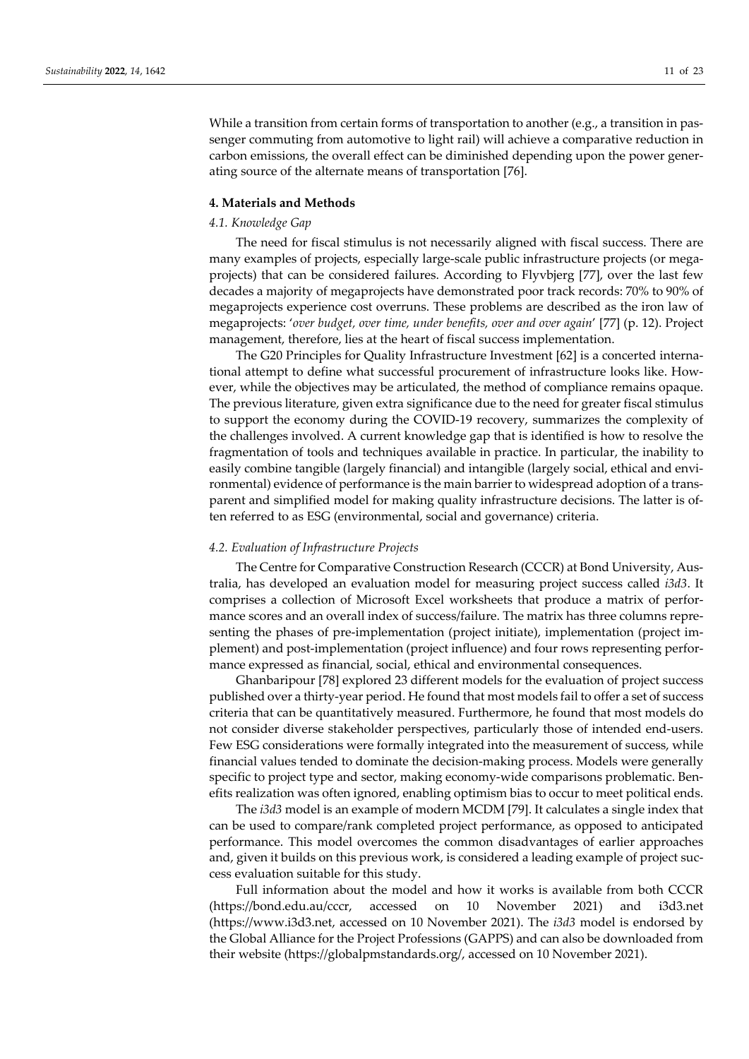While a transition from certain forms of transportation to another (e.g., a transition in passenger commuting from automotive to light rail) will achieve a comparative reduction in carbon emissions, the overall effect can be diminished depending upon the power generating source of the alternate means of transportation [76].

## 4. Materials and Methods

### *4.1. Knowledge Gap*

The need for fiscal stimulus is not necessarily aligned with fiscal success. There are many examples of projects, especially large-scale public infrastructure projects (or megaprojects) that can be considered failures. According to Flyvbjerg [77], over the last few decades a majority of megaprojects have demonstrated poor track records: 70% to 90% of megaprojects experience cost overruns. These problems are described as the iron law of megaprojects: '*over budget, over time, under benefits, over and over again*' [77] (p. 12). Project management, therefore, lies at the heart of fiscal success implementation.

The G20 Principles for Quality Infrastructure Investment [62] is a concerted international attempt to define what successful procurement of infrastructure looks like. However, while the objectives may be articulated, the method of compliance remains opaque. The previous literature, given extra significance due to the need for greater fiscal stimulus to support the economy during the COVID-19 recovery, summarizes the complexity of the challenges involved. A current knowledge gap that is identified is how to resolve the fragmentation of tools and techniques available in practice. In particular, the inability to easily combine tangible (largely financial) and intangible (largely social, ethical and environmental) evidence of performance is the main barrier to widespread adoption of a transparent and simplified model for making quality infrastructure decisions. The latter is often referred to as ESG (environmental, social and governance) criteria.

### *4.2. Evaluation of Infrastructure Projects*

The Centre for Comparative Construction Research (CCCR) at Bond University, Australia, has developed an evaluation model for measuring project success called *i3d3*. It comprises a collection of Microsoft Excel worksheets that produce a matrix of performance scores and an overall index of success/failure. The matrix has three columns representing the phases of pre-implementation (project initiate), implementation (project implement) and post-implementation (project influence) and four rows representing performance expressed as financial, social, ethical and environmental consequences.

Ghanbaripour [78] explored 23 different models for the evaluation of project success published over a thirty-year period. He found that most models fail to offer a set of success criteria that can be quantitatively measured. Furthermore, he found that most models do not consider diverse stakeholder perspectives, particularly those of intended end-users. Few ESG considerations were formally integrated into the measurement of success, while financial values tended to dominate the decision-making process. Models were generally specific to project type and sector, making economy-wide comparisons problematic. Benefits realization was often ignored, enabling optimism bias to occur to meet political ends.

The *i3d3* model is an example of modern MCDM [79]. It calculates a single index that can be used to compare/rank completed project performance, as opposed to anticipated performance. This model overcomes the common disadvantages of earlier approaches and, given it builds on this previous work, is considered a leading example of project success evaluation suitable for this study.

Full information about the model and how it works is available from both CCCR (https://bond.edu.au/cccr, accessed on 10 November 2021) and i3d3.net (https://www.i3d3.net, accessed on 10 November 2021). The *i3d3* model is endorsed by the Global Alliance for the Project Professions (GAPPS) and can also be downloaded from their website (https://globalpmstandards.org/, accessed on 10 November 2021).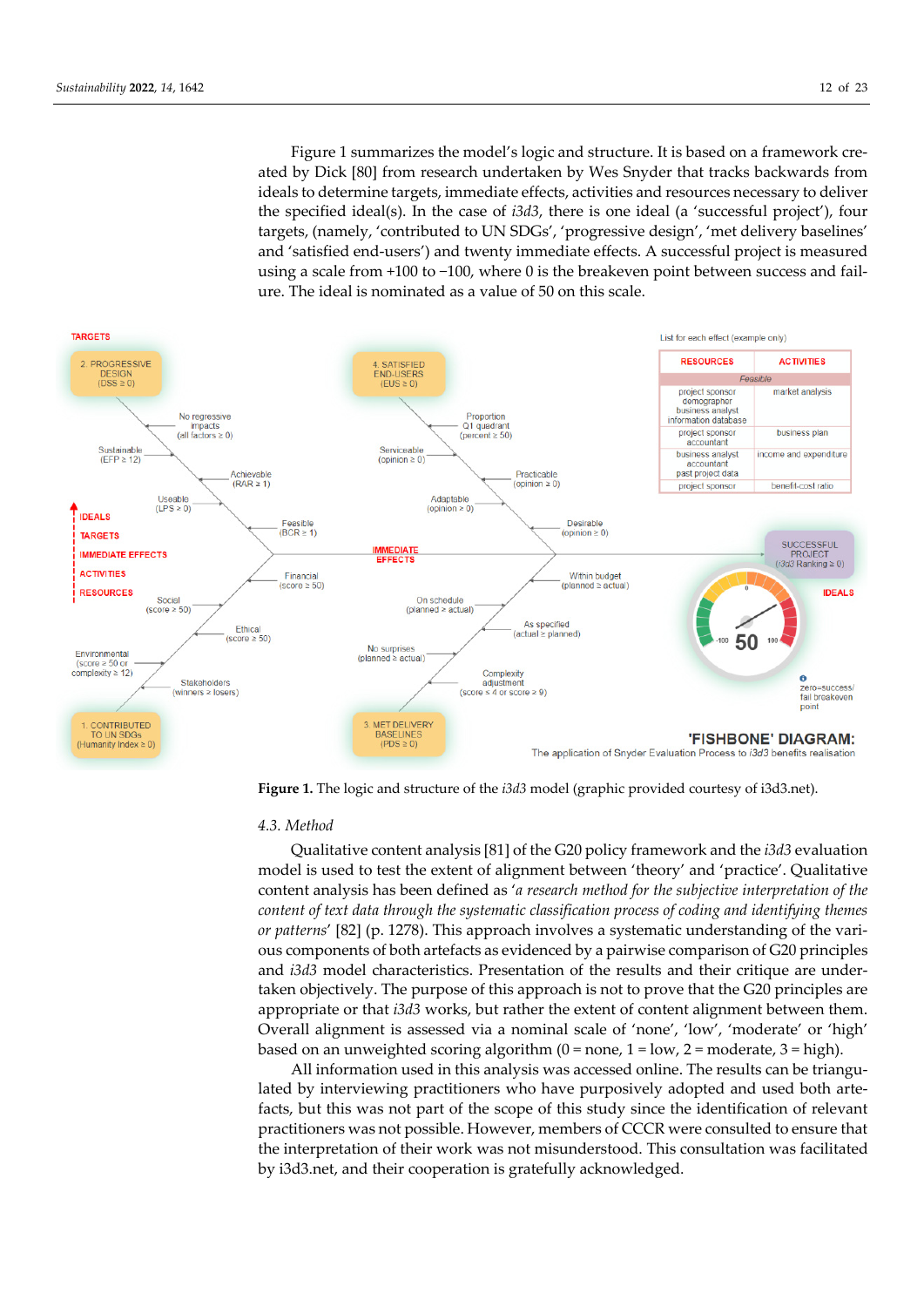Figure 1 summarizes the model's logic and structure. It is based on a framework created by Dick [80] from research undertaken by Wes Snyder that tracks backwards from ideals to determine targets, immediate effects, activities and resources necessary to deliver the specified ideal(s). In the case of *i3d3*, there is one ideal (a 'successful project'), four targets, (namely, 'contributed to UN SDGs', 'progressive design', 'met delivery baselines' and 'satisfied end-users') and twenty immediate effects. A successful project is measured using a scale from +100 to −100, where 0 is the breakeven point between success and failure. The ideal is nominated as a value of 50 on this scale.

**Figure 1.** The logic and structure of the *i3d3* model (graphic provided courtesy of i3d3.net).

## 4.3. Method

Qualitative content analysis [81] of the G20 policy framework and the *i3d3* evaluation model is used to test the extent of alignment between 'theory' and 'practice'. Qualitative content analysis has been defined as '*a research method for the subjective interpretation of the content of text data through the systematic classification process of coding and identifying themes or patterns*' [82] (p. 1278). This approach involves a systematic understanding of the various components of both artefacts as evidenced by a pairwise comparison of G20 principles and *i3d3* model characteristics. Presentation of the results and their critique are undertaken objectively. The purpose of this approach is not to prove that the G20 principles are appropriate or that *i3d3* works, but rather the extent of content alignment between them. Overall alignment is assessed via a nominal scale of 'none', 'low', 'moderate' or 'high' based on an unweighted scoring algorithm (0 = none, 1 = low, 2 = moderate, 3 = high).

All information used in this analysis was accessed online. The results can be triangulated by interviewing practitioners who have purposively adopted and used both artefacts, but this was not part of the scope of this study since the identification of relevant practitioners was not possible. However, members of CCCR were consulted to ensure that the interpretation of their work was not misunderstood. This consultation was facilitated by i3d3.net, and their cooperation is gratefully acknowledged.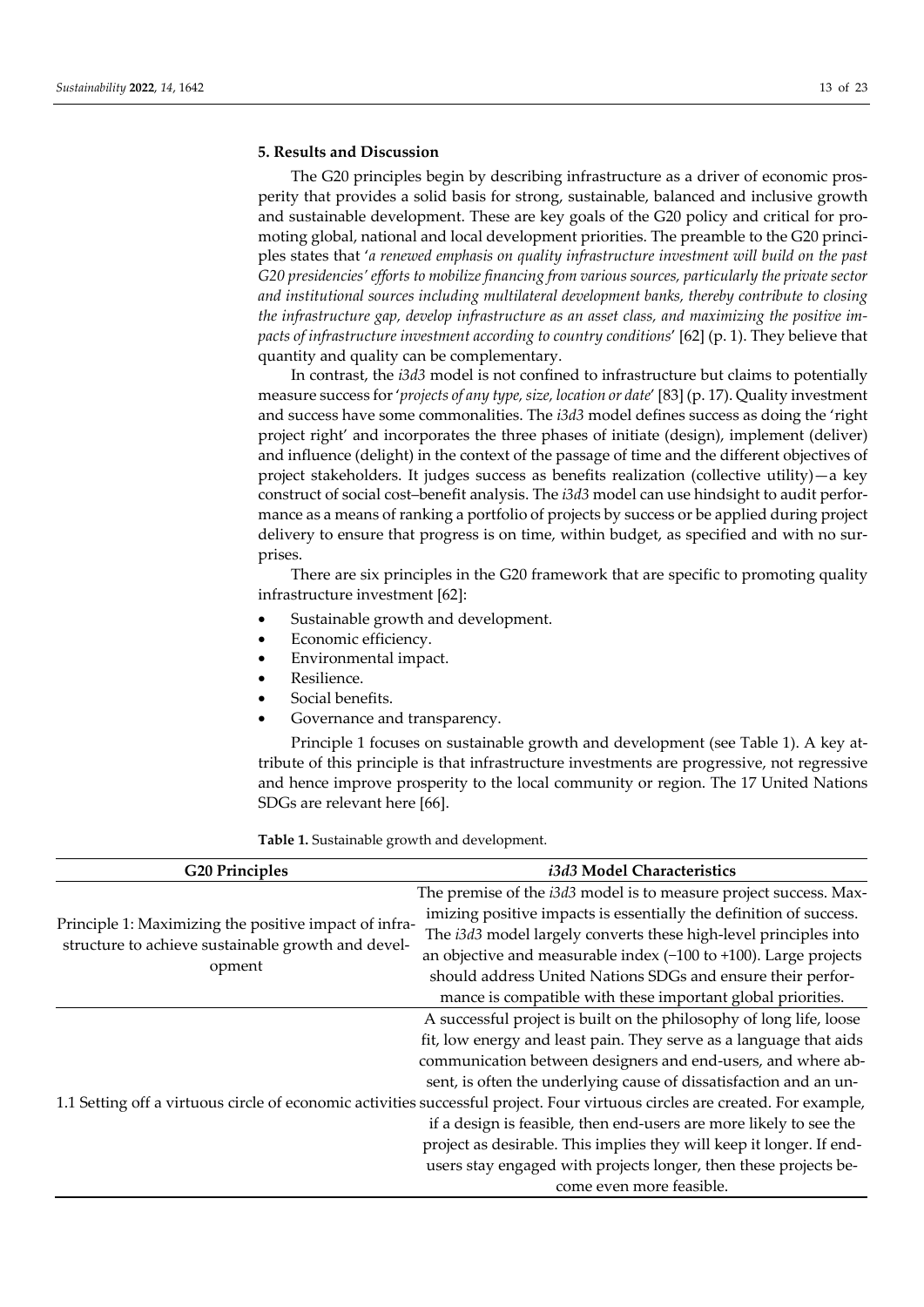## 5. Results and Discussion

The G20 principles begin by describing infrastructure as a driver of economic prosperity that provides a solid basis for strong, sustainable, balanced and inclusive growth and sustainable development. These are key goals of the G20 policy and critical for promoting global, national and local development priorities. The preamble to the G20 principles states that '*a renewed emphasis on quality infrastructure investment will build on the past G20 presidencies' efforts to mobilize financing from various sources, particularly the private sector and institutional sources including multilateral development banks, thereby contribute to closing the infrastructure gap, develop infrastructure as an asset class, and maximizing the positive impacts of infrastructure investment according to country conditions*' [62] (p. 1). They believe that quantity and quality can be complementary.

In contrast, the *i3d3* model is not confined to infrastructure but claims to potentially measure success for '*projects of any type, size, location or date*' [83] (p. 17). Quality investment and success have some commonalities. The *i3d3* model defines success as doing the 'right project right' and incorporates the three phases of initiate (design), implement (deliver) and influence (delight) in the context of the passage of time and the different objectives of project stakeholders. It judges success as benefits realization (collective utility)—a key construct of social cost–benefit analysis. The *i3d3* model can use hindsight to audit performance as a means of ranking a portfolio of projects by success or be applied during project delivery to ensure that progress is on time, within budget, as specified and with no surprises.

There are six principles in the G20 framework that are specific to promoting quality infrastructure investment [62]:

- Sustainable growth and development.
- Economic efficiency.
- Environmental impact.
- Resilience.
- Social benefits.
- Governance and transparency.

Principle 1 focuses on sustainable growth and development (see Table 1). A key attribute of this principle is that infrastructure investments are progressive, not regressive and hence improve prosperity to the local community or region. The 17 United Nations SDGs are relevant here [66].

**Table 1.** Sustainable growth and development.

| G20 Principles | *i3d3* Model Characteristics |
| --- | --- |
| Principle 1: Maximizing the positive impact of infrastructure to achieve sustainable growth and development | The premise of the *i3d3* model is to measure project success. Maximizing positive impacts is essentially the definition of success. The *i3d3* model largely converts these high-level principles into an objective and measurable index (−100 to +100). Large projects should address United Nations SDGs and ensure their performance is compatible with these important global priorities. |
| 1.1 Setting off a virtuous circle of economic activities | A successful project is built on the philosophy of long life, loose fit, low energy and least pain. They serve as a language that aids communication between designers and end-users, and where absent, is often the underlying cause of dissatisfaction and an unsuccessful project. Four virtuous circles are created. For example, if a design is feasible, then end-users are more likely to see the project as desirable. This implies they will keep it longer. If end-users stay engaged with projects longer, then these projects become even more feasible. |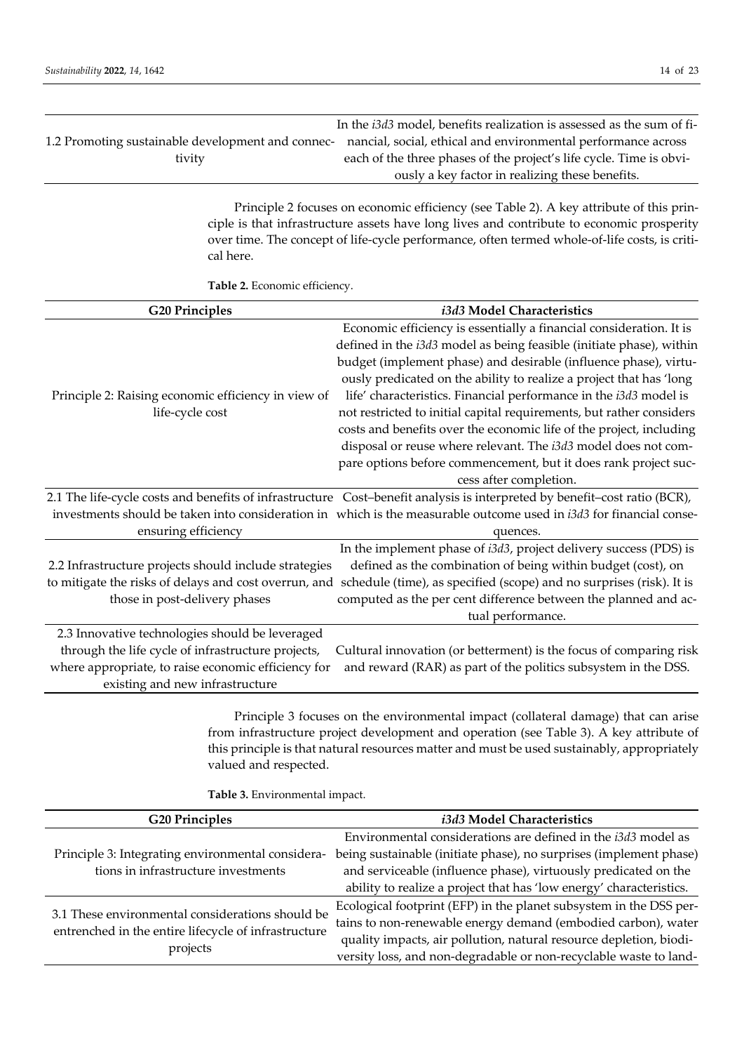| | |
|---|---|
| 1.2 Promoting sustainable development and connectivity | In the *i3d3* model, benefits realization is assessed as the sum of financial, social, ethical and environmental performance across each of the three phases of the project's life cycle. Time is obviously a key factor in realizing these benefits. |

Principle 2 focuses on economic efficiency (see Table 2). A key attribute of this principle is that infrastructure assets have long lives and contribute to economic prosperity over time. The concept of life-cycle performance, often termed whole-of-life costs, is critical here.

**Table 2.** Economic efficiency.

| G20 Principles | *i3d3* Model Characteristics |
|---|---|
| Principle 2: Raising economic efficiency in view of life-cycle cost | Economic efficiency is essentially a financial consideration. It is defined in the *i3d3* model as being feasible (initiate phase), within budget (implement phase) and desirable (influence phase), virtuously predicated on the ability to realize a project that has 'long life' characteristics. Financial performance in the *i3d3* model is not restricted to initial capital requirements, but rather considers costs and benefits over the economic life of the project, including disposal or reuse where relevant. The *i3d3* model does not compare options before commencement, but it does rank project success after completion. |
| 2.1 The life-cycle costs and benefits of infrastructure investments should be taken into consideration in ensuring efficiency | Cost–benefit analysis is interpreted by benefit–cost ratio (BCR), which is the measurable outcome used in *i3d3* for financial consequences. |
| 2.2 Infrastructure projects should include strategies to mitigate the risks of delays and cost overrun, and those in post-delivery phases | In the implement phase of *i3d3*, project delivery success (PDS) is defined as the combination of being within budget (cost), on schedule (time), as specified (scope) and no surprises (risk). It is computed as the per cent difference between the planned and actual performance. |
| 2.3 Innovative technologies should be leveraged through the life cycle of infrastructure projects, where appropriate, to raise economic efficiency for existing and new infrastructure | Cultural innovation (or betterment) is the focus of comparing risk and reward (RAR) as part of the politics subsystem in the DSS. |

Principle 3 focuses on the environmental impact (collateral damage) that can arise from infrastructure project development and operation (see Table 3). A key attribute of this principle is that natural resources matter and must be used sustainably, appropriately valued and respected.

**Table 3.** Environmental impact.

| G20 Principles | *i3d3* Model Characteristics |
|---|---|
| Principle 3: Integrating environmental considerations in infrastructure investments | Environmental considerations are defined in the *i3d3* model as being sustainable (initiate phase), no surprises (implement phase) and serviceable (influence phase), virtuously predicated on the ability to realize a project that has 'low energy' characteristics. |
| 3.1 These environmental considerations should be entrenched in the entire lifecycle of infrastructure projects | Ecological footprint (EFP) in the planet subsystem in the DSS pertains to non-renewable energy demand (embodied carbon), water quality impacts, air pollution, natural resource depletion, biodiversity loss, and non-degradable or non-recyclable waste to land- |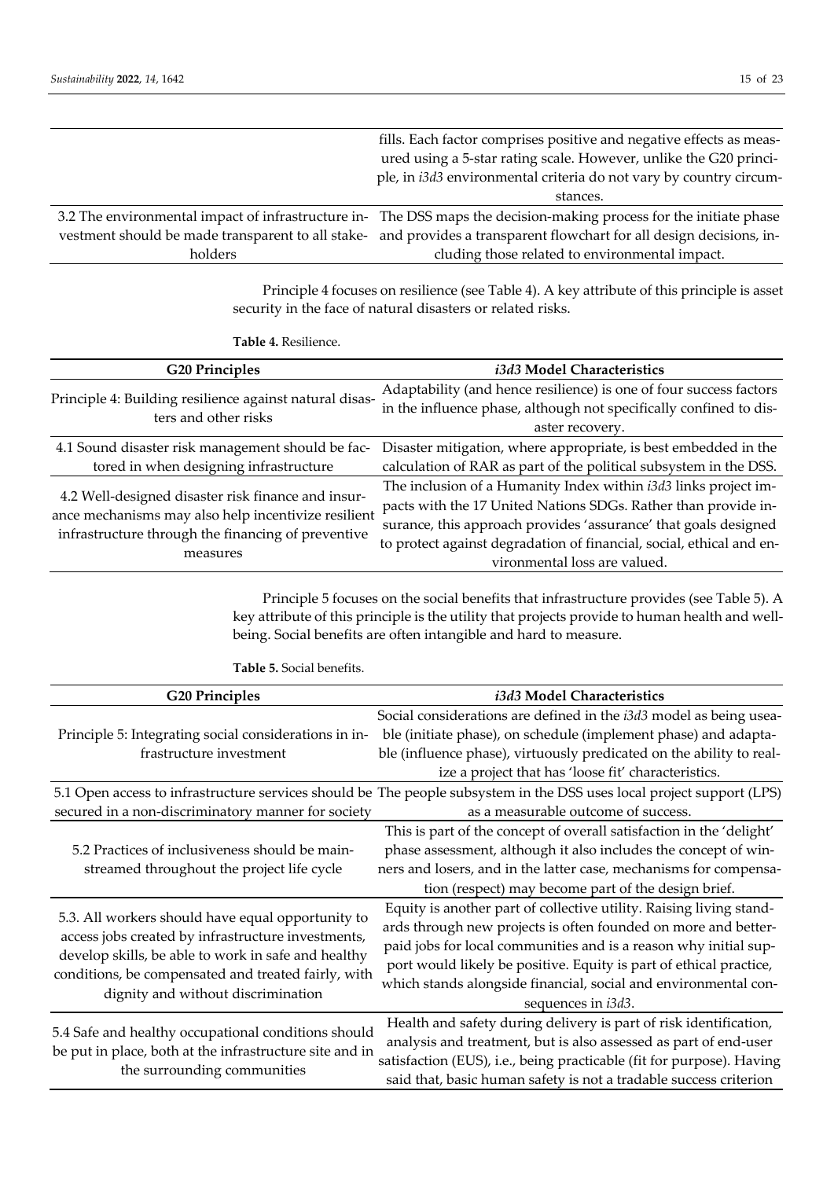| | |
|---|---|
| | fills. Each factor comprises positive and negative effects as measured using a 5-star rating scale. However, unlike the G20 principle, in *i3d3* environmental criteria do not vary by country circumstances. |
| 3.2 The environmental impact of infrastructure investment should be made transparent to all stakeholders | The DSS maps the decision-making process for the initiate phase and provides a transparent flowchart for all design decisions, including those related to environmental impact. |

Principle 4 focuses on resilience (see Table 4). A key attribute of this principle is asset security in the face of natural disasters or related risks.

**Table 4.** Resilience.

| G20 Principles | *i3d3* Model Characteristics |
|---|---|
| Principle 4: Building resilience against natural disasters and other risks | Adaptability (and hence resilience) is one of four success factors in the influence phase, although not specifically confined to disaster recovery. |
| 4.1 Sound disaster risk management should be factored in when designing infrastructure | Disaster mitigation, where appropriate, is best embedded in the calculation of RAR as part of the political subsystem in the DSS. |
| 4.2 Well-designed disaster risk finance and insurance mechanisms may also help incentivize resilient infrastructure through the financing of preventive measures | The inclusion of a Humanity Index within *i3d3* links project impacts with the 17 United Nations SDGs. Rather than provide insurance, this approach provides 'assurance' that goals designed to protect against degradation of financial, social, ethical and environmental loss are valued. |

Principle 5 focuses on the social benefits that infrastructure provides (see Table 5). A key attribute of this principle is the utility that projects provide to human health and well-being. Social benefits are often intangible and hard to measure.

**Table 5.** Social benefits.

| G20 Principles | *i3d3* Model Characteristics |
|---|---|
| Principle 5: Integrating social considerations in infrastructure investment | Social considerations are defined in the *i3d3* model as being useable (initiate phase), on schedule (implement phase) and adaptable (influence phase), virtuously predicated on the ability to realize a project that has 'loose fit' characteristics. |
| 5.1 Open access to infrastructure services should be secured in a non-discriminatory manner for society | The people subsystem in the DSS uses local project support (LPS) as a measurable outcome of success. |
| 5.2 Practices of inclusiveness should be mainstreamed throughout the project life cycle | This is part of the concept of overall satisfaction in the 'delight' phase assessment, although it also includes the concept of winners and losers, and in the latter case, mechanisms for compensation (respect) may become part of the design brief. |
| 5.3. All workers should have equal opportunity to access jobs created by infrastructure investments, develop skills, be able to work in safe and healthy conditions, be compensated and treated fairly, with dignity and without discrimination | Equity is another part of collective utility. Raising living standards through new projects is often founded on more and better-paid jobs for local communities and is a reason why initial support would likely be positive. Equity is part of ethical practice, which stands alongside financial, social and environmental consequences in *i3d3*. |
| 5.4 Safe and healthy occupational conditions should be put in place, both at the infrastructure site and in the surrounding communities | Health and safety during delivery is part of risk identification, analysis and treatment, but is also assessed as part of end-user satisfaction (EUS), i.e., being practicable (fit for purpose). Having said that, basic human safety is not a tradable success criterion |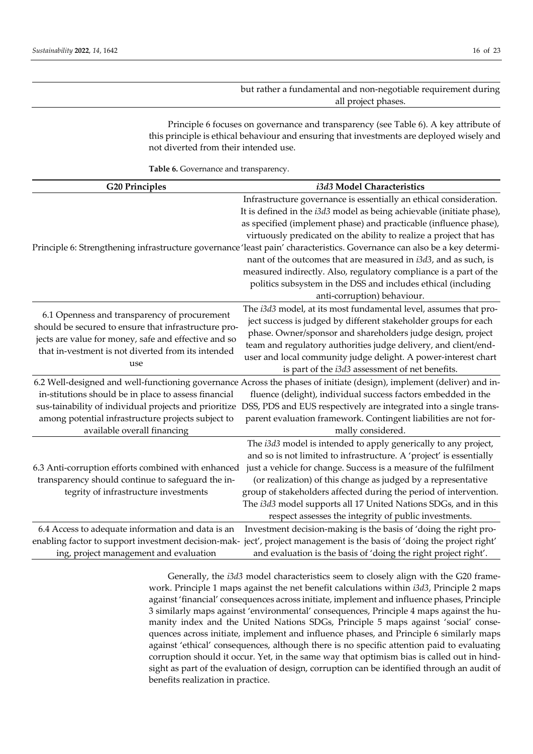| | |
|---|---|
| | but rather a fundamental and non-negotiable requirement during all project phases. |

Principle 6 focuses on governance and transparency (see Table 6). A key attribute of this principle is ethical behaviour and ensuring that investments are deployed wisely and not diverted from their intended use.

**Table 6.** Governance and transparency.

| G20 Principles | *i3d3* Model Characteristics |
|---|---|
| Principle 6: Strengthening infrastructure governance | Infrastructure governance is essentially an ethical consideration. It is defined in the *i3d3* model as being achievable (initiate phase), as specified (implement phase) and practicable (influence phase), virtuously predicated on the ability to realize a project that has 'least pain' characteristics. Governance can also be a key determinant of the outcomes that are measured in *i3d3*, and as such, is measured indirectly. Also, regulatory compliance is a part of the politics subsystem in the DSS and includes ethical (including anti-corruption) behaviour. |
| 6.1 Openness and transparency of procurement should be secured to ensure that infrastructure projects are value for money, safe and effective and so that in-vestment is not diverted from its intended use | The *i3d3* model, at its most fundamental level, assumes that project success is judged by different stakeholder groups for each phase. Owner/sponsor and shareholders judge design, project team and regulatory authorities judge delivery, and client/end-user and local community judge delight. A power-interest chart is part of the *i3d3* assessment of net benefits. |
| 6.2 Well-designed and well-functioning governance in-stitutions should be in place to assess financial sus-tainability of individual projects and prioritize among potential infrastructure projects subject to available overall financing | Across the phases of initiate (design), implement (deliver) and influence (delight), individual success factors embedded in the DSS, PDS and EUS respectively are integrated into a single transparent evaluation framework. Contingent liabilities are not formally considered. |
| 6.3 Anti-corruption efforts combined with enhanced transparency should continue to safeguard the integrity of infrastructure investments | The *i3d3* model is intended to apply generically to any project, and so is not limited to infrastructure. A 'project' is essentially just a vehicle for change. Success is a measure of the fulfilment (or realization) of this change as judged by a representative group of stakeholders affected during the period of intervention. The *i3d3* model supports all 17 United Nations SDGs, and in this respect assesses the integrity of public investments. |
| 6.4 Access to adequate information and data is an enabling factor to support investment decision-making, project management and evaluation | Investment decision-making is the basis of 'doing the right project', project management is the basis of 'doing the project right' and evaluation is the basis of 'doing the right project right'. |

Generally, the *i3d3* model characteristics seem to closely align with the G20 framework. Principle 1 maps against the net benefit calculations within *i3d3*, Principle 2 maps against 'financial' consequences across initiate, implement and influence phases, Principle 3 similarly maps against 'environmental' consequences, Principle 4 maps against the humanity index and the United Nations SDGs, Principle 5 maps against 'social' consequences across initiate, implement and influence phases, and Principle 6 similarly maps against 'ethical' consequences, although there is no specific attention paid to evaluating corruption should it occur. Yet, in the same way that optimism bias is called out in hindsight as part of the evaluation of design, corruption can be identified through an audit of benefits realization in practice.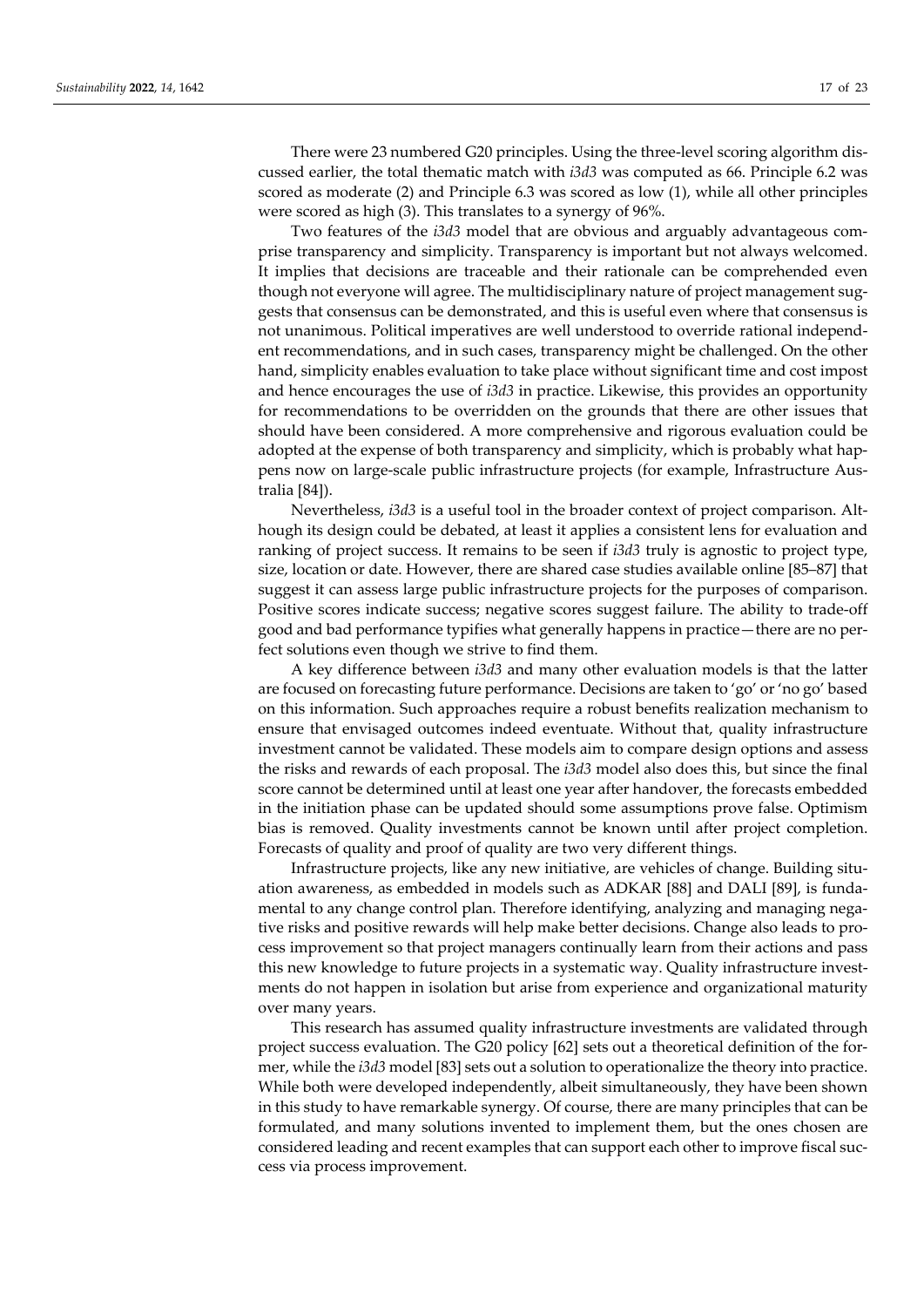There were 23 numbered G20 principles. Using the three-level scoring algorithm discussed earlier, the total thematic match with *i3d3* was computed as 66. Principle 6.2 was scored as moderate (2) and Principle 6.3 was scored as low (1), while all other principles were scored as high (3). This translates to a synergy of 96%.

Two features of the *i3d3* model that are obvious and arguably advantageous comprise transparency and simplicity. Transparency is important but not always welcomed. It implies that decisions are traceable and their rationale can be comprehended even though not everyone will agree. The multidisciplinary nature of project management suggests that consensus can be demonstrated, and this is useful even where that consensus is not unanimous. Political imperatives are well understood to override rational independent recommendations, and in such cases, transparency might be challenged. On the other hand, simplicity enables evaluation to take place without significant time and cost impost and hence encourages the use of *i3d3* in practice. Likewise, this provides an opportunity for recommendations to be overridden on the grounds that there are other issues that should have been considered. A more comprehensive and rigorous evaluation could be adopted at the expense of both transparency and simplicity, which is probably what happens now on large-scale public infrastructure projects (for example, Infrastructure Australia [84]).

Nevertheless, *i3d3* is a useful tool in the broader context of project comparison. Although its design could be debated, at least it applies a consistent lens for evaluation and ranking of project success. It remains to be seen if *i3d3* truly is agnostic to project type, size, location or date. However, there are shared case studies available online [85–87] that suggest it can assess large public infrastructure projects for the purposes of comparison. Positive scores indicate success; negative scores suggest failure. The ability to trade-off good and bad performance typifies what generally happens in practice—there are no perfect solutions even though we strive to find them.

A key difference between *i3d3* and many other evaluation models is that the latter are focused on forecasting future performance. Decisions are taken to 'go' or 'no go' based on this information. Such approaches require a robust benefits realization mechanism to ensure that envisaged outcomes indeed eventuate. Without that, quality infrastructure investment cannot be validated. These models aim to compare design options and assess the risks and rewards of each proposal. The *i3d3* model also does this, but since the final score cannot be determined until at least one year after handover, the forecasts embedded in the initiation phase can be updated should some assumptions prove false. Optimism bias is removed. Quality investments cannot be known until after project completion. Forecasts of quality and proof of quality are two very different things.

Infrastructure projects, like any new initiative, are vehicles of change. Building situation awareness, as embedded in models such as ADKAR [88] and DALI [89], is fundamental to any change control plan. Therefore identifying, analyzing and managing negative risks and positive rewards will help make better decisions. Change also leads to process improvement so that project managers continually learn from their actions and pass this new knowledge to future projects in a systematic way. Quality infrastructure investments do not happen in isolation but arise from experience and organizational maturity over many years.

This research has assumed quality infrastructure investments are validated through project success evaluation. The G20 policy [62] sets out a theoretical definition of the former, while the *i3d3* model [83] sets out a solution to operationalize the theory into practice. While both were developed independently, albeit simultaneously, they have been shown in this study to have remarkable synergy. Of course, there are many principles that can be formulated, and many solutions invented to implement them, but the ones chosen are considered leading and recent examples that can support each other to improve fiscal success via process improvement.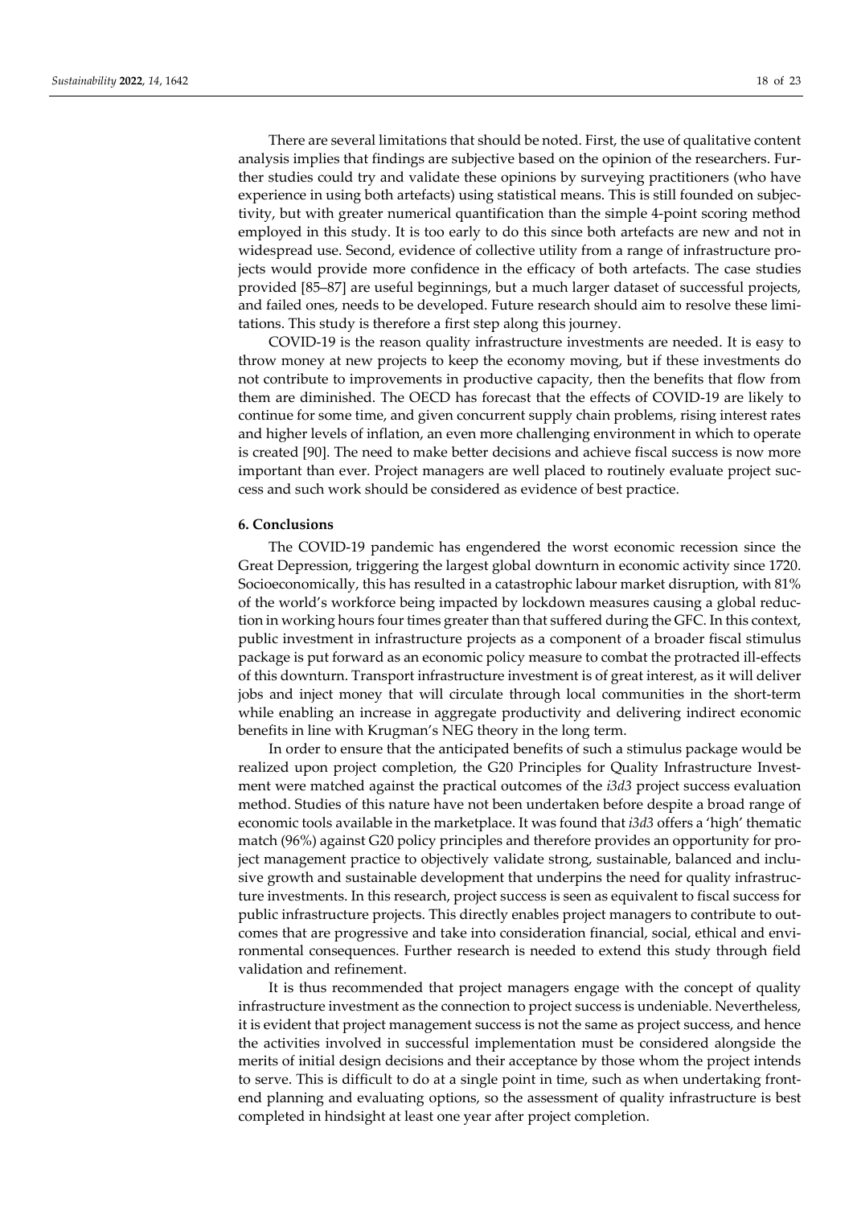There are several limitations that should be noted. First, the use of qualitative content analysis implies that findings are subjective based on the opinion of the researchers. Further studies could try and validate these opinions by surveying practitioners (who have experience in using both artefacts) using statistical means. This is still founded on subjectivity, but with greater numerical quantification than the simple 4-point scoring method employed in this study. It is too early to do this since both artefacts are new and not in widespread use. Second, evidence of collective utility from a range of infrastructure projects would provide more confidence in the efficacy of both artefacts. The case studies provided [85–87] are useful beginnings, but a much larger dataset of successful projects, and failed ones, needs to be developed. Future research should aim to resolve these limitations. This study is therefore a first step along this journey.

COVID-19 is the reason quality infrastructure investments are needed. It is easy to throw money at new projects to keep the economy moving, but if these investments do not contribute to improvements in productive capacity, then the benefits that flow from them are diminished. The OECD has forecast that the effects of COVID-19 are likely to continue for some time, and given concurrent supply chain problems, rising interest rates and higher levels of inflation, an even more challenging environment in which to operate is created [90]. The need to make better decisions and achieve fiscal success is now more important than ever. Project managers are well placed to routinely evaluate project success and such work should be considered as evidence of best practice.

## 6. Conclusions

The COVID-19 pandemic has engendered the worst economic recession since the Great Depression, triggering the largest global downturn in economic activity since 1720. Socioeconomically, this has resulted in a catastrophic labour market disruption, with 81% of the world's workforce being impacted by lockdown measures causing a global reduction in working hours four times greater than that suffered during the GFC. In this context, public investment in infrastructure projects as a component of a broader fiscal stimulus package is put forward as an economic policy measure to combat the protracted ill-effects of this downturn. Transport infrastructure investment is of great interest, as it will deliver jobs and inject money that will circulate through local communities in the short-term while enabling an increase in aggregate productivity and delivering indirect economic benefits in line with Krugman's NEG theory in the long term.

In order to ensure that the anticipated benefits of such a stimulus package would be realized upon project completion, the G20 Principles for Quality Infrastructure Investment were matched against the practical outcomes of the *i3d3* project success evaluation method. Studies of this nature have not been undertaken before despite a broad range of economic tools available in the marketplace. It was found that *i3d3* offers a 'high' thematic match (96%) against G20 policy principles and therefore provides an opportunity for project management practice to objectively validate strong, sustainable, balanced and inclusive growth and sustainable development that underpins the need for quality infrastructure investments. In this research, project success is seen as equivalent to fiscal success for public infrastructure projects. This directly enables project managers to contribute to outcomes that are progressive and take into consideration financial, social, ethical and environmental consequences. Further research is needed to extend this study through field validation and refinement.

It is thus recommended that project managers engage with the concept of quality infrastructure investment as the connection to project success is undeniable. Nevertheless, it is evident that project management success is not the same as project success, and hence the activities involved in successful implementation must be considered alongside the merits of initial design decisions and their acceptance by those whom the project intends to serve. This is difficult to do at a single point in time, such as when undertaking front-end planning and evaluating options, so the assessment of quality infrastructure is best completed in hindsight at least one year after project completion.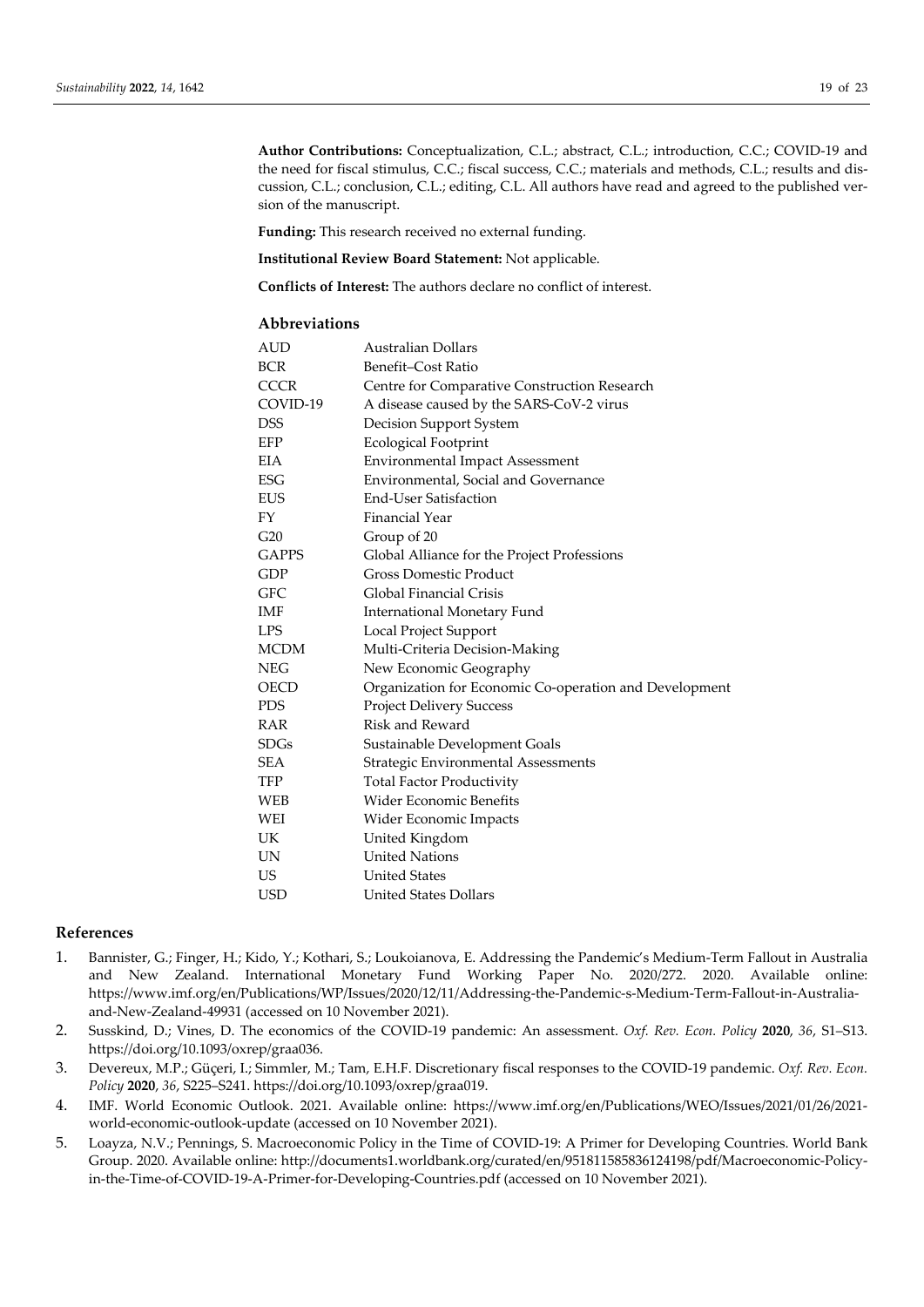**Author Contributions:** Conceptualization, C.L.; abstract, C.L.; introduction, C.C.; COVID-19 and the need for fiscal stimulus, C.C.; fiscal success, C.C.; materials and methods, C.L.; results and discussion, C.L.; conclusion, C.L.; editing, C.L. All authors have read and agreed to the published version of the manuscript.

**Funding:** This research received no external funding.

**Institutional Review Board Statement:** Not applicable.

**Conflicts of Interest:** The authors declare no conflict of interest.

## Abbreviations

| | |
|---|---|
| AUD | Australian Dollars |
| BCR | Benefit–Cost Ratio |
| CCCR | Centre for Comparative Construction Research |
| COVID-19 | A disease caused by the SARS-CoV-2 virus |
| DSS | Decision Support System |
| EFP | Ecological Footprint |
| EIA | Environmental Impact Assessment |
| ESG | Environmental, Social and Governance |
| EUS | End-User Satisfaction |
| FY | Financial Year |
| G20 | Group of 20 |
| GAPPS | Global Alliance for the Project Professions |
| GDP | Gross Domestic Product |
| GFC | Global Financial Crisis |
| IMF | International Monetary Fund |
| LPS | Local Project Support |
| MCDM | Multi-Criteria Decision-Making |
| NEG | New Economic Geography |
| OECD | Organization for Economic Co-operation and Development |
| PDS | Project Delivery Success |
| RAR | Risk and Reward |
| SDGs | Sustainable Development Goals |
| SEA | Strategic Environmental Assessments |
| TFP | Total Factor Productivity |
| WEB | Wider Economic Benefits |
| WEI | Wider Economic Impacts |
| UK | United Kingdom |
| UN | United Nations |
| US | United States |
| USD | United States Dollars |

## References

1. Bannister, G.; Finger, H.; Kido, Y.; Kothari, S.; Loukoianova, E. Addressing the Pandemic's Medium-Term Fallout in Australia and New Zealand. International Monetary Fund Working Paper No. 2020/272. 2020. Available online: https://www.imf.org/en/Publications/WP/Issues/2020/12/11/Addressing-the-Pandemic-s-Medium-Term-Fallout-in-Australia-and-New-Zealand-49931 (accessed on 10 November 2021).
2. Susskind, D.; Vines, D. The economics of the COVID-19 pandemic: An assessment. *Oxf. Rev. Econ. Policy* **2020**, *36*, S1–S13. https://doi.org/10.1093/oxrep/graa036.
3. Devereux, M.P.; Güçeri, I.; Simmler, M.; Tam, E.H.F. Discretionary fiscal responses to the COVID-19 pandemic. *Oxf. Rev. Econ. Policy* **2020**, *36*, S225–S241. https://doi.org/10.1093/oxrep/graa019.
4. IMF. World Economic Outlook. 2021. Available online: https://www.imf.org/en/Publications/WEO/Issues/2021/01/26/2021-world-economic-outlook-update (accessed on 10 November 2021).
5. Loayza, N.V.; Pennings, S. Macroeconomic Policy in the Time of COVID-19: A Primer for Developing Countries. World Bank Group. 2020. Available online: http://documents1.worldbank.org/curated/en/951811585836124198/pdf/Macroeconomic-Policy-in-the-Time-of-COVID-19-A-Primer-for-Developing-Countries.pdf (accessed on 10 November 2021).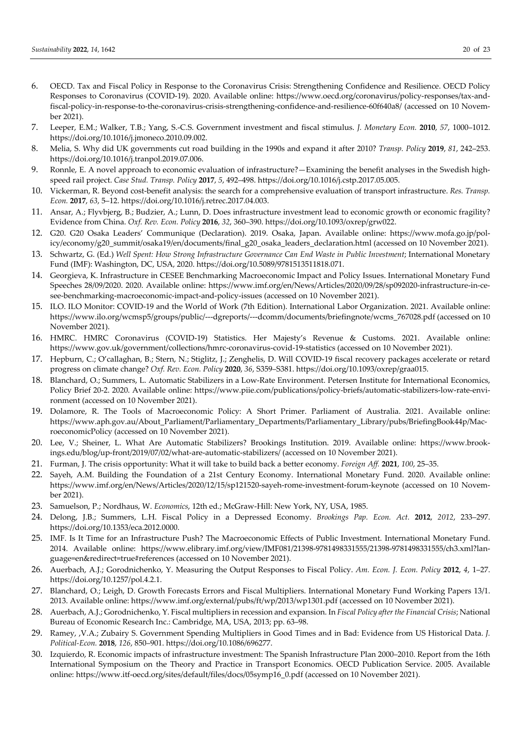6. OECD. Tax and Fiscal Policy in Response to the Coronavirus Crisis: Strengthening Confidence and Resilience. OECD Policy Responses to Coronavirus (COVID-19). 2020. Available online: https://www.oecd.org/coronavirus/policy-responses/tax-and-fiscal-policy-in-response-to-the-coronavirus-crisis-strengthening-confidence-and-resilience-60f640a8/ (accessed on 10 November 2021).
7. Leeper, E.M.; Walker, T.B.; Yang, S.-C.S. Government investment and fiscal stimulus. *J. Monetary Econ.* **2010**, *57*, 1000–1012. https://doi.org/10.1016/j.jmoneco.2010.09.002.
8. Melia, S. Why did UK governments cut road building in the 1990s and expand it after 2010? *Transp. Policy* **2019**, *81*, 242–253. https://doi.org/10.1016/j.tranpol.2019.07.006.
9. Ronnle, E. A novel approach to economic evaluation of infrastructure?—Examining the benefit analyses in the Swedish high-speed rail project. *Case Stud. Transp. Policy* **2017**, *5*, 492–498. https://doi.org/10.1016/j.cstp.2017.05.005.
10. Vickerman, R. Beyond cost-benefit analysis: the search for a comprehensive evaluation of transport infrastructure. *Res. Transp. Econ.* **2017**, *63*, 5–12. https://doi.org/10.1016/j.retrec.2017.04.003.
11. Ansar, A.; Flyvbjerg, B.; Budzier, A.; Lunn, D. Does infrastructure investment lead to economic growth or economic fragility? Evidence from China. *Oxf. Rev. Econ. Policy* **2016**, *32*, 360–390. https://doi.org/10.1093/oxrep/grw022.
12. G20. G20 Osaka Leaders' Communique (Declaration). 2019. Osaka, Japan. Available online: https://www.mofa.go.jp/policy/economy/g20_summit/osaka19/en/documents/final_g20_osaka_leaders_declaration.html (accessed on 10 November 2021).
13. Schwartz, G. (Ed.) *Well Spent: How Strong Infrastructure Governance Can End Waste in Public Investment*; International Monetary Fund (IMF): Washington, DC, USA, 2020. https://doi.org/10.5089/9781513511818.071.
14. Georgieva, K. Infrastructure in CESEE Benchmarking Macroeconomic Impact and Policy Issues. International Monetary Fund Speeches 28/09/2020. 2020. Available online: https://www.imf.org/en/News/Articles/2020/09/28/sp092020-infrastructure-in-cesee-benchmarking-macroeconomic-impact-and-policy-issues (accessed on 10 November 2021).
15. ILO. ILO Monitor: COVID-19 and the World of Work (7th Edition). International Labor Organization. 2021. Available online: https://www.ilo.org/wcmsp5/groups/public/---dgreports/---dcomm/documents/briefingnote/wcms_767028.pdf (accessed on 10 November 2021).
16. HMRC. HMRC Coronavirus (COVID-19) Statistics. Her Majesty's Revenue & Customs. 2021. Available online: https://www.gov.uk/government/collections/hmrc-coronavirus-covid-19-statistics (accessed on 10 November 2021).
17. Hepburn, C.; O'callaghan, B.; Stern, N.; Stiglitz, J.; Zenghelis, D. Will COVID-19 fiscal recovery packages accelerate or retard progress on climate change? *Oxf. Rev. Econ. Policy* **2020**, *36*, S359–S381. https://doi.org/10.1093/oxrep/graa015.
18. Blanchard, O.; Summers, L. Automatic Stabilizers in a Low-Rate Environment. Petersen Institute for International Economics, Policy Brief 20-2. 2020. Available online: https://www.piie.com/publications/policy-briefs/automatic-stabilizers-low-rate-environment (accessed on 10 November 2021).
19. Dolamore, R. The Tools of Macroeconomic Policy: A Short Primer. Parliament of Australia. 2021. Available online: https://www.aph.gov.au/About_Parliament/Parliamentary_Departments/Parliamentary_Library/pubs/BriefingBook44p/MacroeconomicPolicy (accessed on 10 November 2021).
20. Lee, V.; Sheiner, L. What Are Automatic Stabilizers? Brookings Institution. 2019. Available online: https://www.brookings.edu/blog/up-front/2019/07/02/what-are-automatic-stabilizers/ (accessed on 10 November 2021).
21. Furman, J. The crisis opportunity: What it will take to build back a better economy. *Foreign Aff.* **2021**, *100*, 25–35.
22. Sayeh, A.M. Building the Foundation of a 21st Century Economy. International Monetary Fund. 2020. Available online: https://www.imf.org/en/News/Articles/2020/12/15/sp121520-sayeh-rome-investment-forum-keynote (accessed on 10 November 2021).
23. Samuelson, P.; Nordhaus, W. *Economics*, 12th ed.; McGraw-Hill: New York, NY, USA, 1985.
24. Delong, J.B.; Summers, L.H. Fiscal Policy in a Depressed Economy. *Brookings Pap. Econ. Act.* **2012**, *2012*, 233–297. https://doi.org/10.1353/eca.2012.0000.
25. IMF. Is It Time for an Infrastructure Push? The Macroeconomic Effects of Public Investment. International Monetary Fund. 2014. Available online: https://www.elibrary.imf.org/view/IMF081/21398-9781498331555/21398-9781498331555/ch3.xml?language=en&redirect=true#references (accessed on 10 November 2021).
26. Auerbach, A.J.; Gorodnichenko, Y. Measuring the Output Responses to Fiscal Policy. *Am. Econ. J. Econ. Policy* **2012**, *4*, 1–27. https://doi.org/10.1257/pol.4.2.1.
27. Blanchard, O.; Leigh, D. Growth Forecasts Errors and Fiscal Multipliers. International Monetary Fund Working Papers 13/1. 2013. Available online: https://www.imf.org/external/pubs/ft/wp/2013/wp1301.pdf (accessed on 10 November 2021).
28. Auerbach, A.J.; Gorodnichenko, Y. Fiscal multipliers in recession and expansion. In *Fiscal Policy after the Financial Crisis*; National Bureau of Economic Research Inc.: Cambridge, MA, USA, 2013; pp. 63–98.
29. Ramey, ,V.A.; Zubairy S. Government Spending Multipliers in Good Times and in Bad: Evidence from US Historical Data. *J. Political-Econ.* **2018**, *126*, 850–901. https://doi.org/10.1086/696277.
30. Izquierdo, R. Economic impacts of infrastructure investment: The Spanish Infrastructure Plan 2000–2010. Report from the 16th International Symposium on the Theory and Practice in Transport Economics. OECD Publication Service. 2005. Available online: https://www.itf-oecd.org/sites/default/files/docs/05symp16_0.pdf (accessed on 10 November 2021).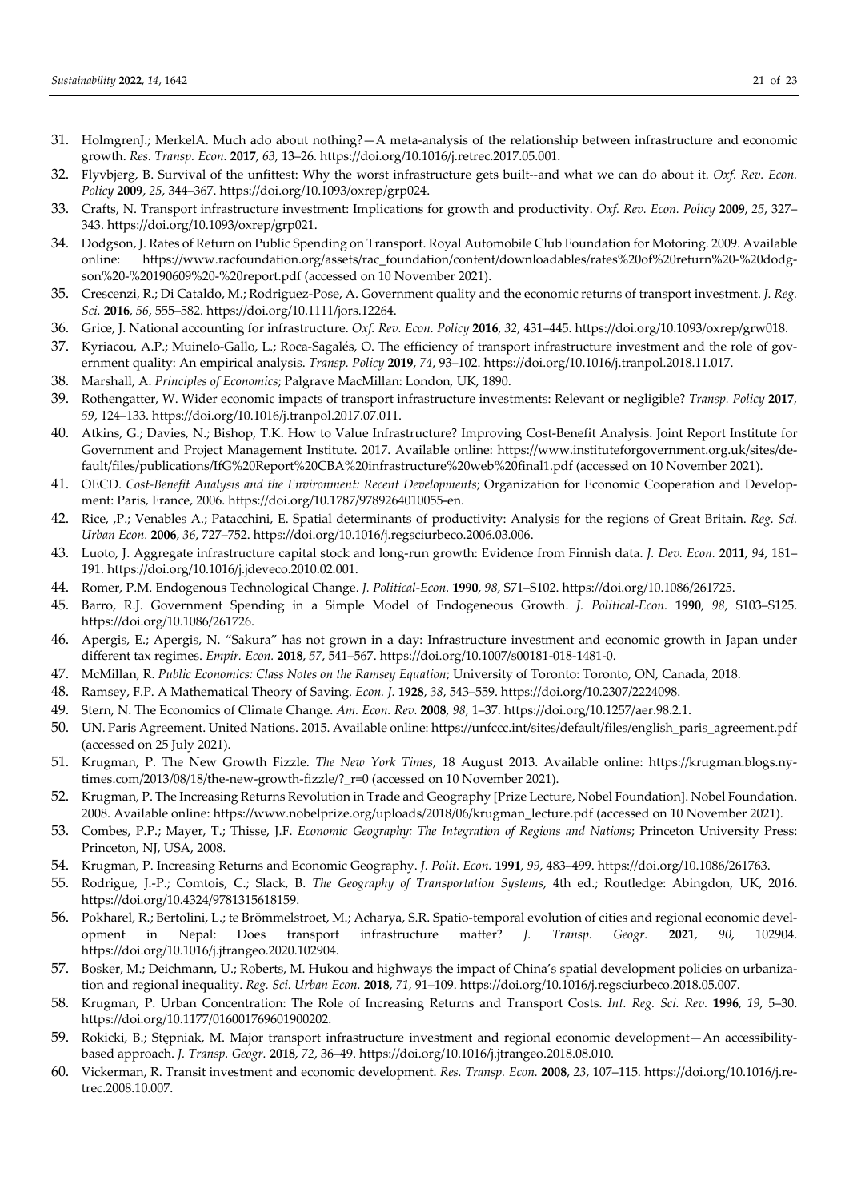31. HolmgrenJ.; MerkelA. Much ado about nothing?—A meta-analysis of the relationship between infrastructure and economic growth. *Res. Transp. Econ.* **2017**, *63*, 13–26. https://doi.org/10.1016/j.retrec.2017.05.001.
32. Flyvbjerg, B. Survival of the unfittest: Why the worst infrastructure gets built--and what we can do about it. *Oxf. Rev. Econ. Policy* **2009**, *25*, 344–367. https://doi.org/10.1093/oxrep/grp024.
33. Crafts, N. Transport infrastructure investment: Implications for growth and productivity. *Oxf. Rev. Econ. Policy* **2009**, *25*, 327–343. https://doi.org/10.1093/oxrep/grp021.
34. Dodgson, J. Rates of Return on Public Spending on Transport. Royal Automobile Club Foundation for Motoring. 2009. Available online: https://www.racfoundation.org/assets/rac_foundation/content/downloadables/rates%20of%20return%20-%20dodgson%20-%20190609%20-%20report.pdf (accessed on 10 November 2021).
35. Crescenzi, R.; Di Cataldo, M.; Rodriguez-Pose, A. Government quality and the economic returns of transport investment. *J. Reg. Sci.* **2016**, *56*, 555–582. https://doi.org/10.1111/jors.12264.
36. Grice, J. National accounting for infrastructure. *Oxf. Rev. Econ. Policy* **2016**, *32*, 431–445. https://doi.org/10.1093/oxrep/grw018.
37. Kyriacou, A.P.; Muinelo-Gallo, L.; Roca-Sagalés, O. The efficiency of transport infrastructure investment and the role of government quality: An empirical analysis. *Transp. Policy* **2019**, *74*, 93–102. https://doi.org/10.1016/j.tranpol.2018.11.017.
38. Marshall, A. *Principles of Economics*; Palgrave MacMillan: London, UK, 1890.
39. Rothengatter, W. Wider economic impacts of transport infrastructure investments: Relevant or negligible? *Transp. Policy* **2017**, *59*, 124–133. https://doi.org/10.1016/j.tranpol.2017.07.011.
40. Atkins, G.; Davies, N.; Bishop, T.K. How to Value Infrastructure? Improving Cost-Benefit Analysis. Joint Report Institute for Government and Project Management Institute. 2017. Available online: https://www.instituteforgovernment.org.uk/sites/default/files/publications/IfG%20Report%20CBA%20infrastructure%20web%20final1.pdf (accessed on 10 November 2021).
41. OECD. *Cost-Benefit Analysis and the Environment: Recent Developments*; Organization for Economic Cooperation and Development: Paris, France, 2006. https://doi.org/10.1787/9789264010055-en.
42. Rice, ,P.; Venables A.; Patacchini, E. Spatial determinants of productivity: Analysis for the regions of Great Britain. *Reg. Sci. Urban Econ.* **2006**, *36*, 727–752. https://doi.org/10.1016/j.regsciurbeco.2006.03.006.
43. Luoto, J. Aggregate infrastructure capital stock and long-run growth: Evidence from Finnish data. *J. Dev. Econ.* **2011**, *94*, 181–191. https://doi.org/10.1016/j.jdeveco.2010.02.001.
44. Romer, P.M. Endogenous Technological Change. *J. Political-Econ.* **1990**, *98*, S71–S102. https://doi.org/10.1086/261725.
45. Barro, R.J. Government Spending in a Simple Model of Endogeneous Growth. *J. Political-Econ.* **1990**, *98*, S103–S125. https://doi.org/10.1086/261726.
46. Apergis, E.; Apergis, N. "Sakura" has not grown in a day: Infrastructure investment and economic growth in Japan under different tax regimes. *Empir. Econ.* **2018**, *57*, 541–567. https://doi.org/10.1007/s00181-018-1481-0.
47. McMillan, R. *Public Economics: Class Notes on the Ramsey Equation*; University of Toronto: Toronto, ON, Canada, 2018.
48. Ramsey, F.P. A Mathematical Theory of Saving. *Econ. J.* **1928**, *38*, 543–559. https://doi.org/10.2307/2224098.
49. Stern, N. The Economics of Climate Change. *Am. Econ. Rev.* **2008**, *98*, 1–37. https://doi.org/10.1257/aer.98.2.1.
50. UN. Paris Agreement. United Nations. 2015. Available online: https://unfccc.int/sites/default/files/english_paris_agreement.pdf (accessed on 25 July 2021).
51. Krugman, P. The New Growth Fizzle. *The New York Times*, 18 August 2013. Available online: https://krugman.blogs.nytimes.com/2013/08/18/the-new-growth-fizzle/?_r=0 (accessed on 10 November 2021).
52. Krugman, P. The Increasing Returns Revolution in Trade and Geography [Prize Lecture, Nobel Foundation]. Nobel Foundation. 2008. Available online: https://www.nobelprize.org/uploads/2018/06/krugman_lecture.pdf (accessed on 10 November 2021).
53. Combes, P.P.; Mayer, T.; Thisse, J.F. *Economic Geography: The Integration of Regions and Nations*; Princeton University Press: Princeton, NJ, USA, 2008.
54. Krugman, P. Increasing Returns and Economic Geography. *J. Polit. Econ.* **1991**, *99*, 483–499. https://doi.org/10.1086/261763.
55. Rodrigue, J.-P.; Comtois, C.; Slack, B. *The Geography of Transportation Systems*, 4th ed.; Routledge: Abingdon, UK, 2016. https://doi.org/10.4324/9781315618159.
56. Pokharel, R.; Bertolini, L.; te Brömmelstroet, M.; Acharya, S.R. Spatio-temporal evolution of cities and regional economic development in Nepal: Does transport infrastructure matter? *J. Transp. Geogr.* **2021**, *90*, 102904. https://doi.org/10.1016/j.jtrangeo.2020.102904.
57. Bosker, M.; Deichmann, U.; Roberts, M. Hukou and highways the impact of China's spatial development policies on urbanization and regional inequality. *Reg. Sci. Urban Econ.* **2018**, *71*, 91–109. https://doi.org/10.1016/j.regsciurbeco.2018.05.007.
58. Krugman, P. Urban Concentration: The Role of Increasing Returns and Transport Costs. *Int. Reg. Sci. Rev.* **1996**, *19*, 5–30. https://doi.org/10.1177/016001769601900202.
59. Rokicki, B.; Stępniak, M. Major transport infrastructure investment and regional economic development—An accessibility-based approach. *J. Transp. Geogr.* **2018**, *72*, 36–49. https://doi.org/10.1016/j.jtrangeo.2018.08.010.
60. Vickerman, R. Transit investment and economic development. *Res. Transp. Econ.* **2008**, *23*, 107–115. https://doi.org/10.1016/j.retrec.2008.10.007.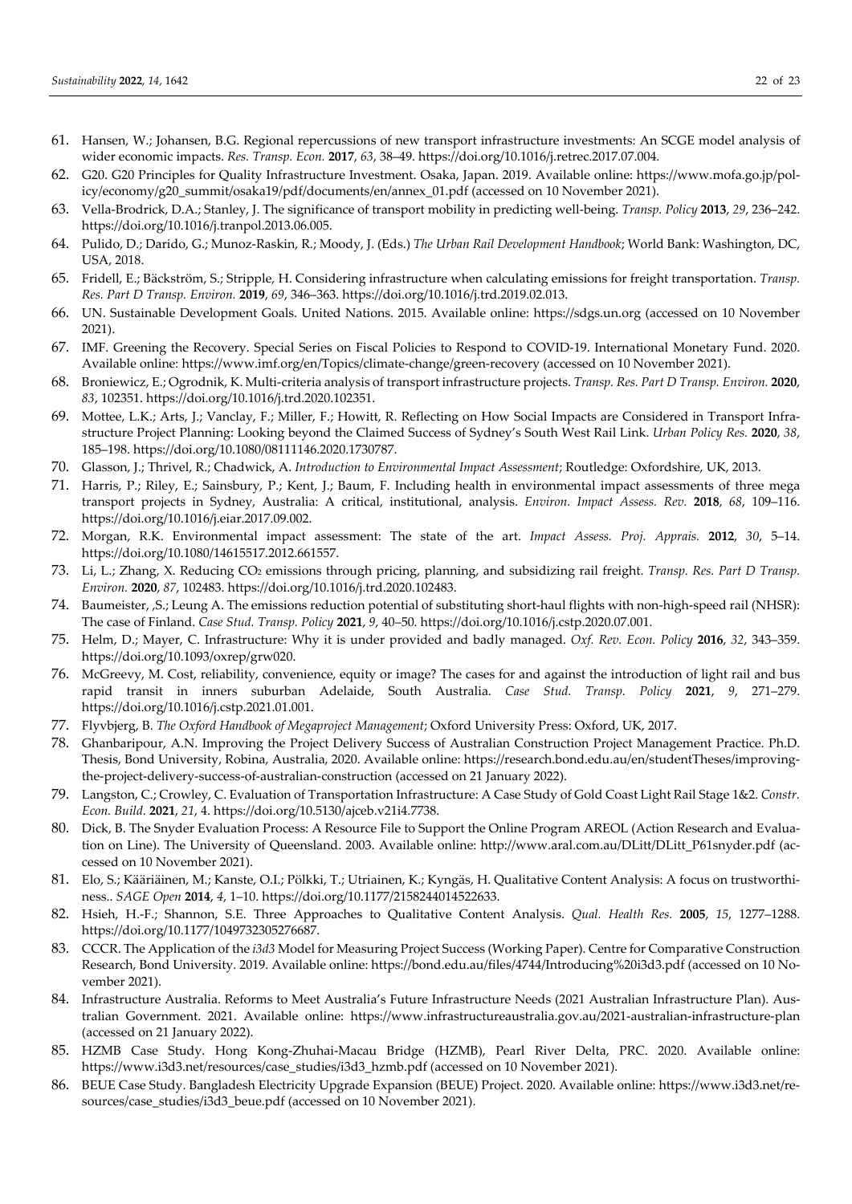61. Hansen, W.; Johansen, B.G. Regional repercussions of new transport infrastructure investments: An SCGE model analysis of wider economic impacts. *Res. Transp. Econ.* **2017**, *63*, 38–49. https://doi.org/10.1016/j.retrec.2017.07.004.
62. G20. G20 Principles for Quality Infrastructure Investment. Osaka, Japan. 2019. Available online: https://www.mofa.go.jp/policy/economy/g20_summit/osaka19/pdf/documents/en/annex_01.pdf (accessed on 10 November 2021).
63. Vella-Brodrick, D.A.; Stanley, J. The significance of transport mobility in predicting well-being. *Transp. Policy* **2013**, *29*, 236–242. https://doi.org/10.1016/j.tranpol.2013.06.005.
64. Pulido, D.; Darido, G.; Munoz-Raskin, R.; Moody, J. (Eds.) *The Urban Rail Development Handbook*; World Bank: Washington, DC, USA, 2018.
65. Fridell, E.; Bäckström, S.; Stripple, H. Considering infrastructure when calculating emissions for freight transportation. *Transp. Res. Part D Transp. Environ.* **2019**, *69*, 346–363. https://doi.org/10.1016/j.trd.2019.02.013.
66. UN. Sustainable Development Goals. United Nations. 2015. Available online: https://sdgs.un.org (accessed on 10 November 2021).
67. IMF. Greening the Recovery. Special Series on Fiscal Policies to Respond to COVID-19. International Monetary Fund. 2020. Available online: https://www.imf.org/en/Topics/climate-change/green-recovery (accessed on 10 November 2021).
68. Broniewicz, E.; Ogrodnik, K. Multi-criteria analysis of transport infrastructure projects. *Transp. Res. Part D Transp. Environ.* **2020**, *83*, 102351. https://doi.org/10.1016/j.trd.2020.102351.
69. Mottee, L.K.; Arts, J.; Vanclay, F.; Miller, F.; Howitt, R. Reflecting on How Social Impacts are Considered in Transport Infrastructure Project Planning: Looking beyond the Claimed Success of Sydney's South West Rail Link. *Urban Policy Res.* **2020**, *38*, 185–198. https://doi.org/10.1080/08111146.2020.1730787.
70. Glasson, J.; Thrivel, R.; Chadwick, A. *Introduction to Environmental Impact Assessment*; Routledge: Oxfordshire, UK, 2013.
71. Harris, P.; Riley, E.; Sainsbury, P.; Kent, J.; Baum, F. Including health in environmental impact assessments of three mega transport projects in Sydney, Australia: A critical, institutional, analysis. *Environ. Impact Assess. Rev.* **2018**, *68*, 109–116. https://doi.org/10.1016/j.eiar.2017.09.002.
72. Morgan, R.K. Environmental impact assessment: The state of the art. *Impact Assess. Proj. Apprais.* **2012**, *30*, 5–14. https://doi.org/10.1080/14615517.2012.661557.
73. Li, L.; Zhang, X. Reducing $CO_2$ emissions through pricing, planning, and subsidizing rail freight. *Transp. Res. Part D Transp. Environ.* **2020**, *87*, 102483. https://doi.org/10.1016/j.trd.2020.102483.
74. Baumeister, ,S.; Leung A. The emissions reduction potential of substituting short-haul flights with non-high-speed rail (NHSR): The case of Finland. *Case Stud. Transp. Policy* **2021**, *9*, 40–50. https://doi.org/10.1016/j.cstp.2020.07.001.
75. Helm, D.; Mayer, C. Infrastructure: Why it is under provided and badly managed. *Oxf. Rev. Econ. Policy* **2016**, *32*, 343–359. https://doi.org/10.1093/oxrep/grw020.
76. McGreevy, M. Cost, reliability, convenience, equity or image? The cases for and against the introduction of light rail and bus rapid transit in inners suburban Adelaide, South Australia. *Case Stud. Transp. Policy* **2021**, *9*, 271–279. https://doi.org/10.1016/j.cstp.2021.01.001.
77. Flyvbjerg, B. *The Oxford Handbook of Megaproject Management*; Oxford University Press: Oxford, UK, 2017.
78. Ghanbaripour, A.N. Improving the Project Delivery Success of Australian Construction Project Management Practice. Ph.D. Thesis, Bond University, Robina, Australia, 2020. Available online: https://research.bond.edu.au/en/studentTheses/improving-the-project-delivery-success-of-australian-construction (accessed on 21 January 2022).
79. Langston, C.; Crowley, C. Evaluation of Transportation Infrastructure: A Case Study of Gold Coast Light Rail Stage 1&2. *Constr. Econ. Build.* **2021**, *21*, 4. https://doi.org/10.5130/ajceb.v21i4.7738.
80. Dick, B. The Snyder Evaluation Process: A Resource File to Support the Online Program AREOL (Action Research and Evaluation on Line). The University of Queensland. 2003. Available online: http://www.aral.com.au/DLitt/DLitt_P61snyder.pdf (accessed on 10 November 2021).
81. Elo, S.; Kääriäinen, M.; Kanste, O.I.; Pölkki, T.; Utriainen, K.; Kyngäs, H. Qualitative Content Analysis: A focus on trustworthiness.. *SAGE Open* **2014**, *4*, 1–10. https://doi.org/10.1177/2158244014522633.
82. Hsieh, H.-F.; Shannon, S.E. Three Approaches to Qualitative Content Analysis. *Qual. Health Res.* **2005**, *15*, 1277–1288. https://doi.org/10.1177/1049732305276687.
83. CCCR. The Application of the *i3d3* Model for Measuring Project Success (Working Paper). Centre for Comparative Construction Research, Bond University. 2019. Available online: https://bond.edu.au/files/4744/Introducing%20i3d3.pdf (accessed on 10 November 2021).
84. Infrastructure Australia. Reforms to Meet Australia's Future Infrastructure Needs (2021 Australian Infrastructure Plan). Australian Government. 2021. Available online: https://www.infrastructureaustralia.gov.au/2021-australian-infrastructure-plan (accessed on 21 January 2022).
85. HZMB Case Study. Hong Kong-Zhuhai-Macau Bridge (HZMB), Pearl River Delta, PRC. 2020. Available online: https://www.i3d3.net/resources/case_studies/i3d3_hzmb.pdf (accessed on 10 November 2021).
86. BEUE Case Study. Bangladesh Electricity Upgrade Expansion (BEUE) Project. 2020. Available online: https://www.i3d3.net/resources/case_studies/i3d3_beue.pdf (accessed on 10 November 2021).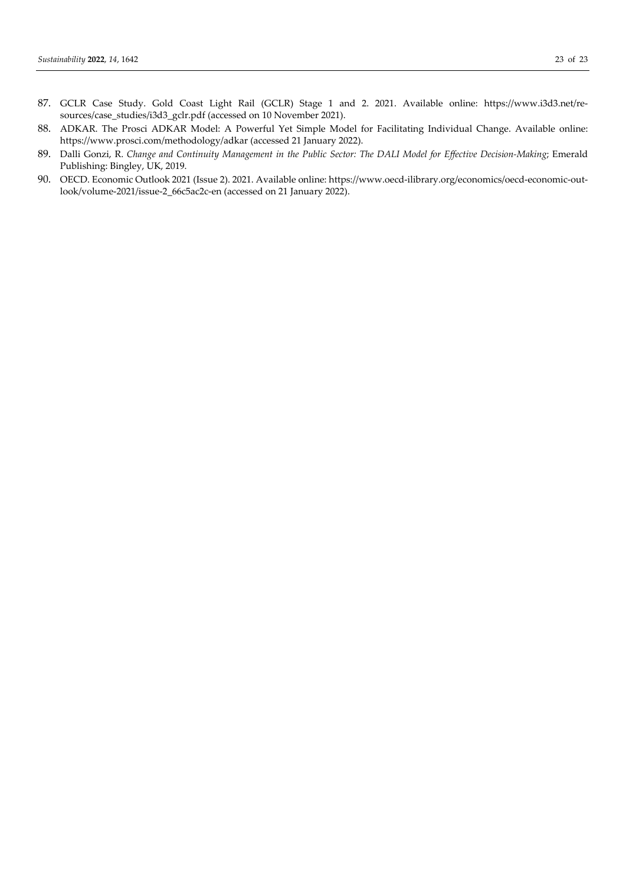87. GCLR Case Study. Gold Coast Light Rail (GCLR) Stage 1 and 2. 2021. Available online: https://www.i3d3.net/resources/case_studies/i3d3_gclr.pdf (accessed on 10 November 2021).
88. ADKAR. The Prosci ADKAR Model: A Powerful Yet Simple Model for Facilitating Individual Change. Available online: https://www.prosci.com/methodology/adkar (accessed 21 January 2022).
89. Dalli Gonzi, R. *Change and Continuity Management in the Public Sector: The DALI Model for Effective Decision-Making*; Emerald Publishing: Bingley, UK, 2019.
90. OECD. Economic Outlook 2021 (Issue 2). 2021. Available online: https://www.oecd-ilibrary.org/economics/oecd-economic-outlook/volume-2021/issue-2_66c5ac2c-en (accessed on 21 January 2022).